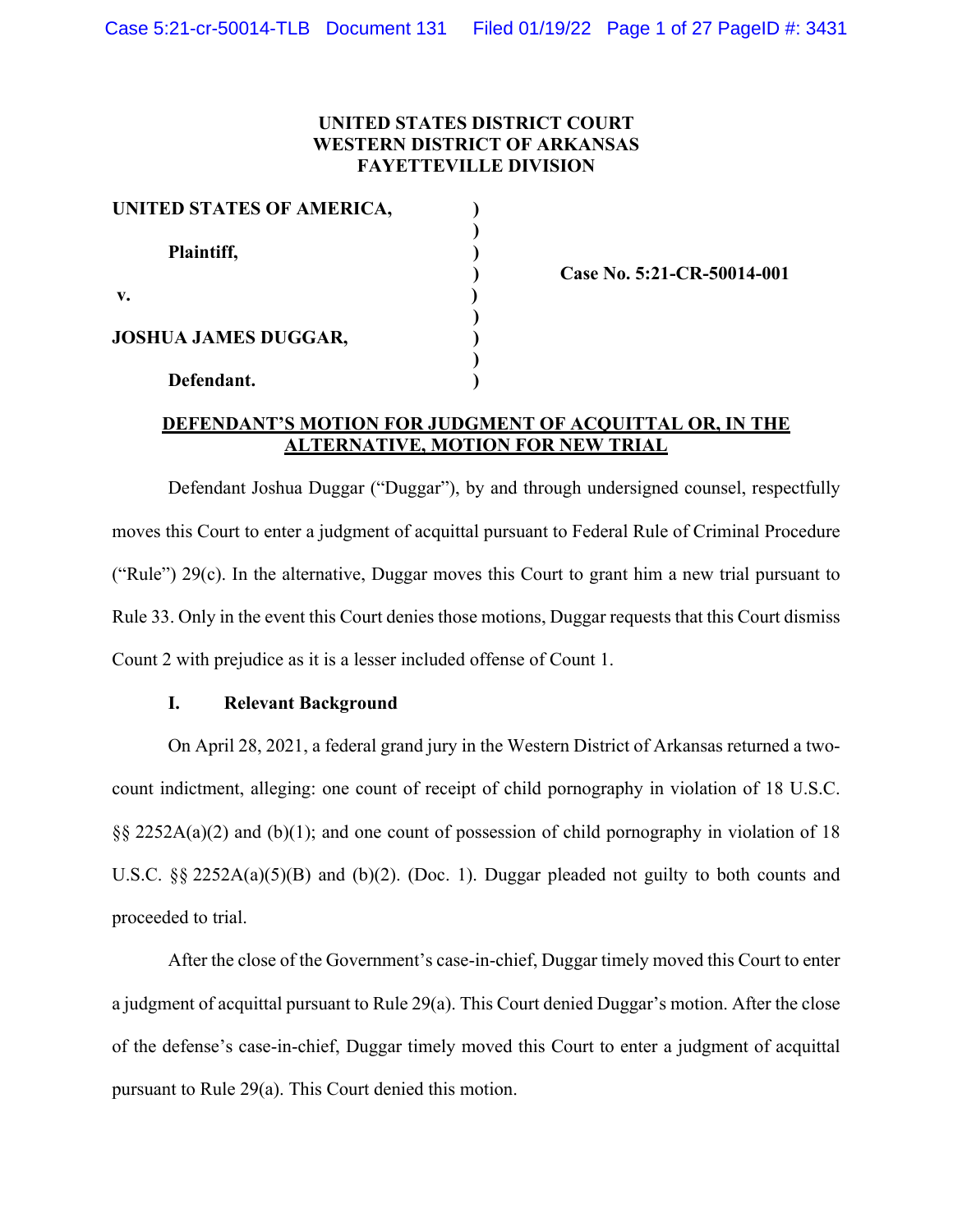**UNITED STATES DISTRICT COURT**
**WESTERN DISTRICT OF ARKANSAS**
**FAYETTEVILLE DIVISION**

| | | |
|---|---|---|
| **UNITED STATES OF AMERICA,** | ) | |
| | ) | |
| **Plaintiff,** | ) | |
| | ) | **Case No. 5:21-CR-50014-001** |
| **v.** | ) | |
| | ) | |
| **JOSHUA JAMES DUGGAR,** | ) | |
| | ) | |
| **Defendant.** | ) | |

**DEFENDANT'S MOTION FOR JUDGMENT OF ACQUITTAL OR, IN THE ALTERNATIVE, MOTION FOR NEW TRIAL**

Defendant Joshua Duggar ("Duggar"), by and through undersigned counsel, respectfully moves this Court to enter a judgment of acquittal pursuant to Federal Rule of Criminal Procedure ("Rule") 29(c). In the alternative, Duggar moves this Court to grant him a new trial pursuant to Rule 33. Only in the event this Court denies those motions, Duggar requests that this Court dismiss Count 2 with prejudice as it is a lesser included offense of Count 1.

## I. Relevant Background

On April 28, 2021, a federal grand jury in the Western District of Arkansas returned a two-count indictment, alleging: one count of receipt of child pornography in violation of 18 U.S.C. §§ 2252A(a)(2) and (b)(1); and one count of possession of child pornography in violation of 18 U.S.C. §§ 2252A(a)(5)(B) and (b)(2). (Doc. 1). Duggar pleaded not guilty to both counts and proceeded to trial.

After the close of the Government's case-in-chief, Duggar timely moved this Court to enter a judgment of acquittal pursuant to Rule 29(a). This Court denied Duggar's motion. After the close of the defense's case-in-chief, Duggar timely moved this Court to enter a judgment of acquittal pursuant to Rule 29(a). This Court denied this motion.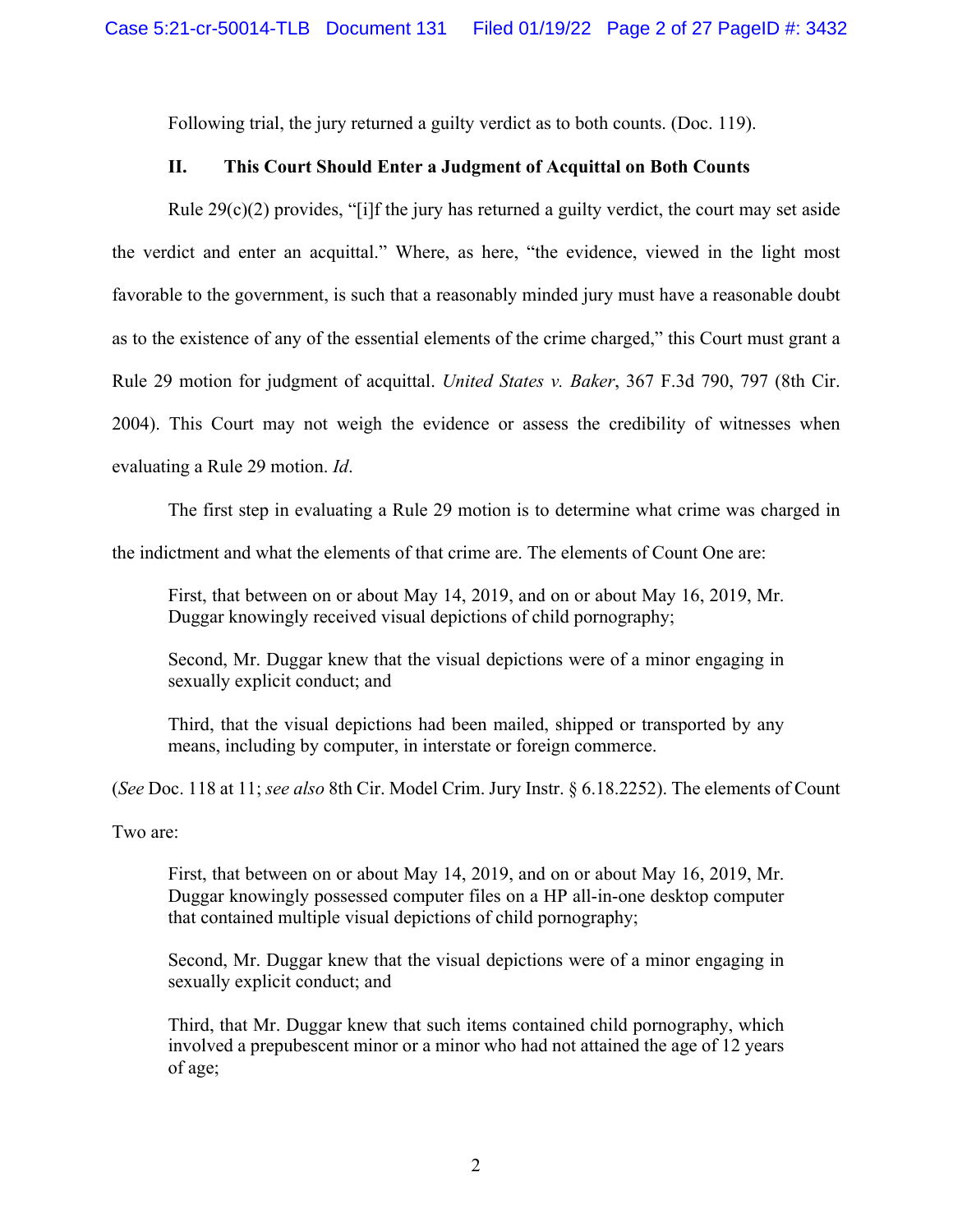Following trial, the jury returned a guilty verdict as to both counts. (Doc. 119).

## II. This Court Should Enter a Judgment of Acquittal on Both Counts

Rule 29(c)(2) provides, "[i]f the jury has returned a guilty verdict, the court may set aside the verdict and enter an acquittal." Where, as here, "the evidence, viewed in the light most favorable to the government, is such that a reasonably minded jury must have a reasonable doubt as to the existence of any of the essential elements of the crime charged," this Court must grant a Rule 29 motion for judgment of acquittal. *United States v. Baker*, 367 F.3d 790, 797 (8th Cir. 2004). This Court may not weigh the evidence or assess the credibility of witnesses when evaluating a Rule 29 motion. *Id*.

The first step in evaluating a Rule 29 motion is to determine what crime was charged in the indictment and what the elements of that crime are. The elements of Count One are:

> First, that between on or about May 14, 2019, and on or about May 16, 2019, Mr. Duggar knowingly received visual depictions of child pornography;
>
> Second, Mr. Duggar knew that the visual depictions were of a minor engaging in sexually explicit conduct; and
>
> Third, that the visual depictions had been mailed, shipped or transported by any means, including by computer, in interstate or foreign commerce.

(*See* Doc. 118 at 11; *see also* 8th Cir. Model Crim. Jury Instr. § 6.18.2252). The elements of Count Two are:

> First, that between on or about May 14, 2019, and on or about May 16, 2019, Mr. Duggar knowingly possessed computer files on a HP all-in-one desktop computer that contained multiple visual depictions of child pornography;
>
> Second, Mr. Duggar knew that the visual depictions were of a minor engaging in sexually explicit conduct; and
>
> Third, that Mr. Duggar knew that such items contained child pornography, which involved a prepubescent minor or a minor who had not attained the age of 12 years of age;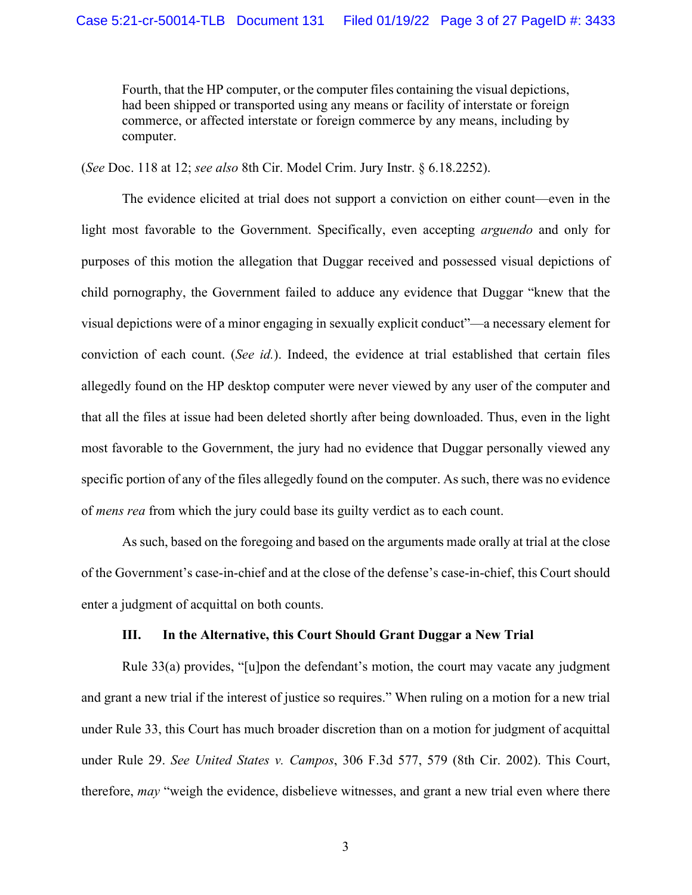> Fourth, that the HP computer, or the computer files containing the visual depictions, had been shipped or transported using any means or facility of interstate or foreign commerce, or affected interstate or foreign commerce by any means, including by computer.

(*See* Doc. 118 at 12; *see also* 8th Cir. Model Crim. Jury Instr. § 6.18.2252).

The evidence elicited at trial does not support a conviction on either count—even in the light most favorable to the Government. Specifically, even accepting *arguendo* and only for purposes of this motion the allegation that Duggar received and possessed visual depictions of child pornography, the Government failed to adduce any evidence that Duggar "knew that the visual depictions were of a minor engaging in sexually explicit conduct"—a necessary element for conviction of each count. (*See id.*). Indeed, the evidence at trial established that certain files allegedly found on the HP desktop computer were never viewed by any user of the computer and that all the files at issue had been deleted shortly after being downloaded. Thus, even in the light most favorable to the Government, the jury had no evidence that Duggar personally viewed any specific portion of any of the files allegedly found on the computer. As such, there was no evidence of *mens rea* from which the jury could base its guilty verdict as to each count.

As such, based on the foregoing and based on the arguments made orally at trial at the close of the Government's case-in-chief and at the close of the defense's case-in-chief, this Court should enter a judgment of acquittal on both counts.

### III. In the Alternative, this Court Should Grant Duggar a New Trial

Rule 33(a) provides, "[u]pon the defendant's motion, the court may vacate any judgment and grant a new trial if the interest of justice so requires." When ruling on a motion for a new trial under Rule 33, this Court has much broader discretion than on a motion for judgment of acquittal under Rule 29. *See United States v. Campos*, 306 F.3d 577, 579 (8th Cir. 2002). This Court, therefore, *may* "weigh the evidence, disbelieve witnesses, and grant a new trial even where there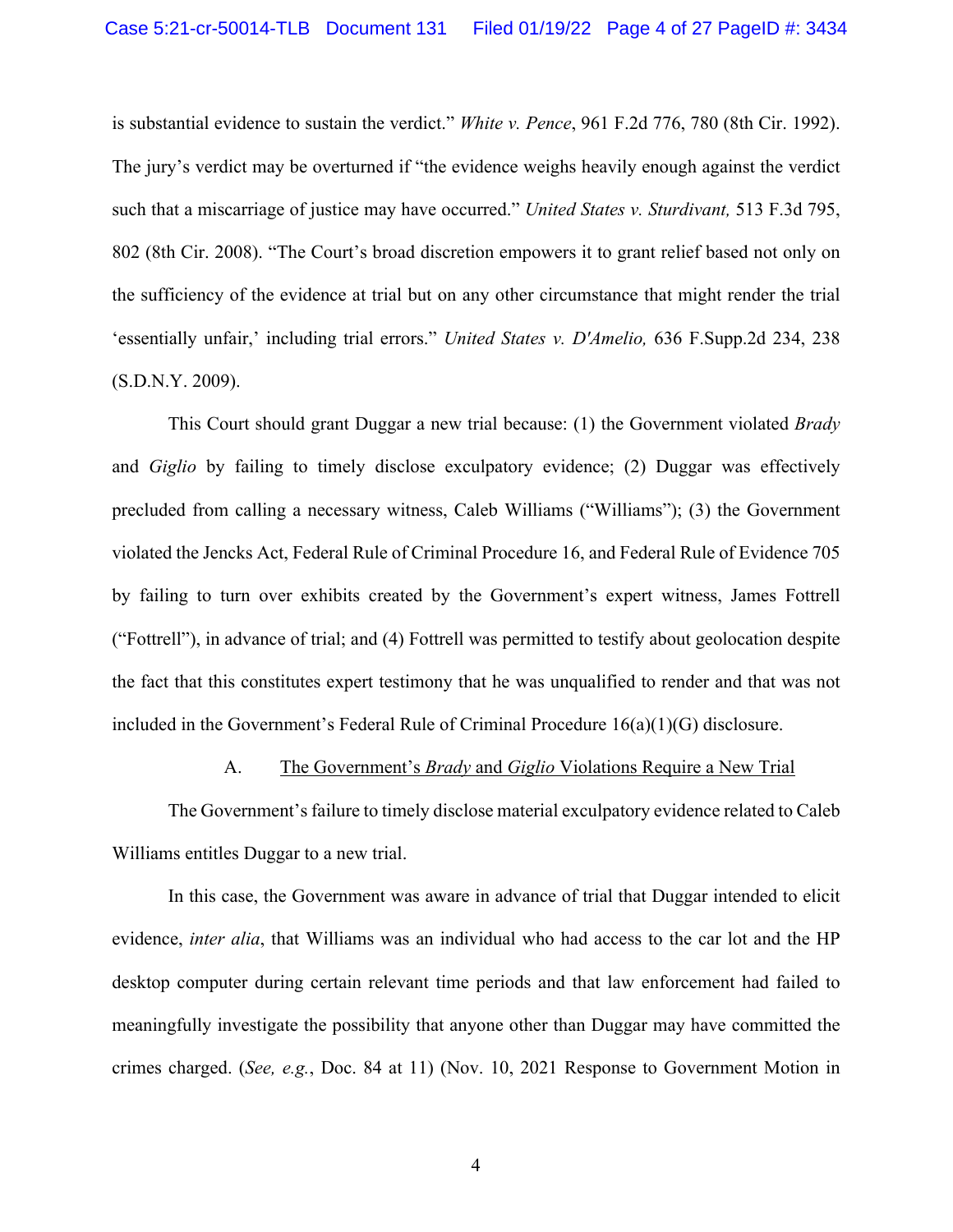is substantial evidence to sustain the verdict." *White v. Pence*, 961 F.2d 776, 780 (8th Cir. 1992). The jury's verdict may be overturned if "the evidence weighs heavily enough against the verdict such that a miscarriage of justice may have occurred." *United States v. Sturdivant,* 513 F.3d 795, 802 (8th Cir. 2008). "The Court's broad discretion empowers it to grant relief based not only on the sufficiency of the evidence at trial but on any other circumstance that might render the trial 'essentially unfair,' including trial errors." *United States v. D'Amelio,* 636 F.Supp.2d 234, 238 (S.D.N.Y. 2009).

This Court should grant Duggar a new trial because: (1) the Government violated *Brady* and *Giglio* by failing to timely disclose exculpatory evidence; (2) Duggar was effectively precluded from calling a necessary witness, Caleb Williams ("Williams"); (3) the Government violated the Jencks Act, Federal Rule of Criminal Procedure 16, and Federal Rule of Evidence 705 by failing to turn over exhibits created by the Government's expert witness, James Fottrell ("Fottrell"), in advance of trial; and (4) Fottrell was permitted to testify about geolocation despite the fact that this constitutes expert testimony that he was unqualified to render and that was not included in the Government's Federal Rule of Criminal Procedure 16(a)(1)(G) disclosure.

A. <u>The Government's *Brady* and *Giglio* Violations Require a New Trial</u>

The Government's failure to timely disclose material exculpatory evidence related to Caleb Williams entitles Duggar to a new trial.

In this case, the Government was aware in advance of trial that Duggar intended to elicit evidence, *inter alia*, that Williams was an individual who had access to the car lot and the HP desktop computer during certain relevant time periods and that law enforcement had failed to meaningfully investigate the possibility that anyone other than Duggar may have committed the crimes charged. (*See, e.g.*, Doc. 84 at 11) (Nov. 10, 2021 Response to Government Motion in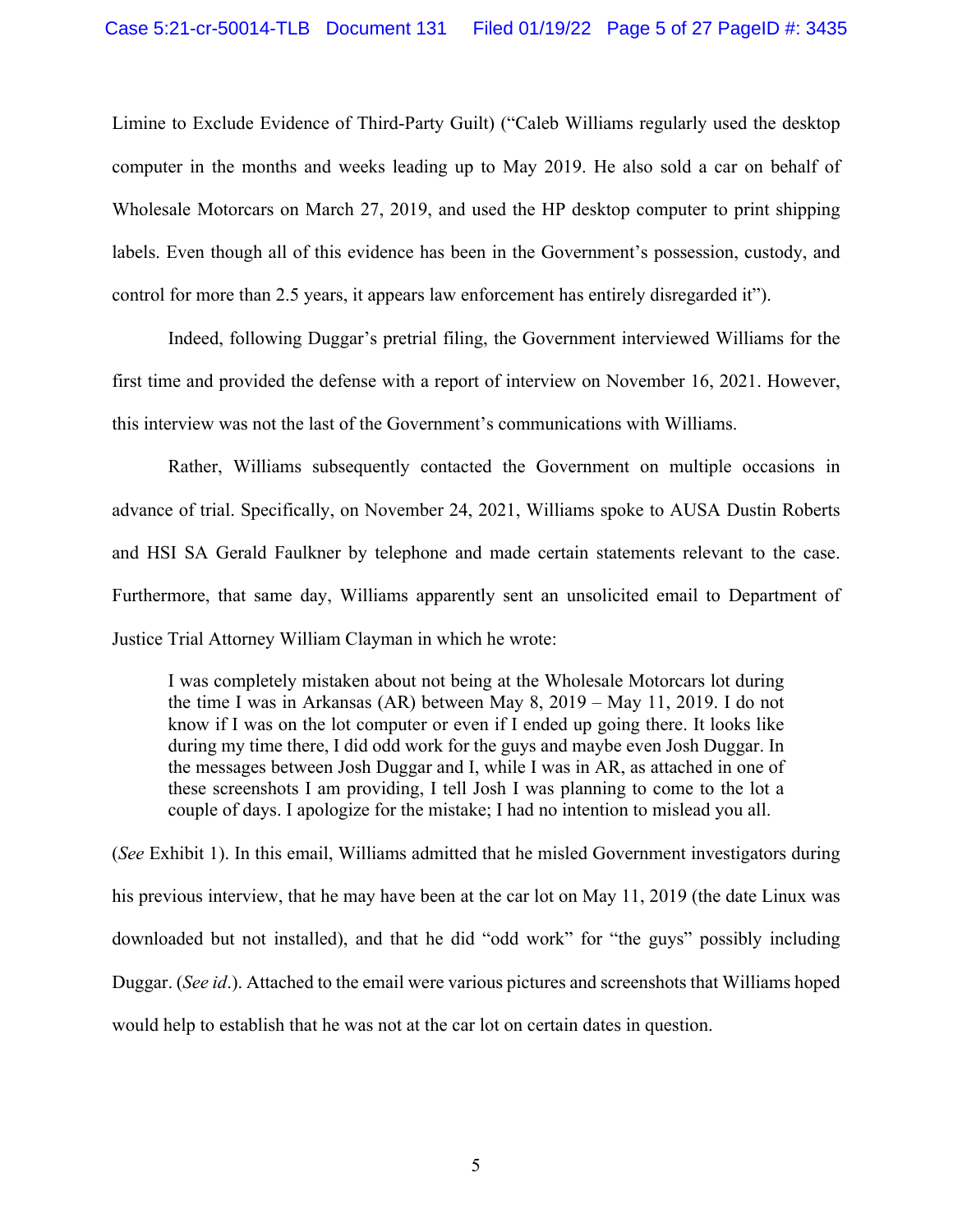Limine to Exclude Evidence of Third-Party Guilt) ("Caleb Williams regularly used the desktop computer in the months and weeks leading up to May 2019. He also sold a car on behalf of Wholesale Motorcars on March 27, 2019, and used the HP desktop computer to print shipping labels. Even though all of this evidence has been in the Government's possession, custody, and control for more than 2.5 years, it appears law enforcement has entirely disregarded it").

Indeed, following Duggar's pretrial filing, the Government interviewed Williams for the first time and provided the defense with a report of interview on November 16, 2021. However, this interview was not the last of the Government's communications with Williams.

Rather, Williams subsequently contacted the Government on multiple occasions in advance of trial. Specifically, on November 24, 2021, Williams spoke to AUSA Dustin Roberts and HSI SA Gerald Faulkner by telephone and made certain statements relevant to the case. Furthermore, that same day, Williams apparently sent an unsolicited email to Department of Justice Trial Attorney William Clayman in which he wrote:

> I was completely mistaken about not being at the Wholesale Motorcars lot during the time I was in Arkansas (AR) between May 8, 2019 – May 11, 2019. I do not know if I was on the lot computer or even if I ended up going there. It looks like during my time there, I did odd work for the guys and maybe even Josh Duggar. In the messages between Josh Duggar and I, while I was in AR, as attached in one of these screenshots I am providing, I tell Josh I was planning to come to the lot a couple of days. I apologize for the mistake; I had no intention to mislead you all.

(*See* Exhibit 1). In this email, Williams admitted that he misled Government investigators during his previous interview, that he may have been at the car lot on May 11, 2019 (the date Linux was downloaded but not installed), and that he did "odd work" for "the guys" possibly including Duggar. (*See id*.). Attached to the email were various pictures and screenshots that Williams hoped would help to establish that he was not at the car lot on certain dates in question.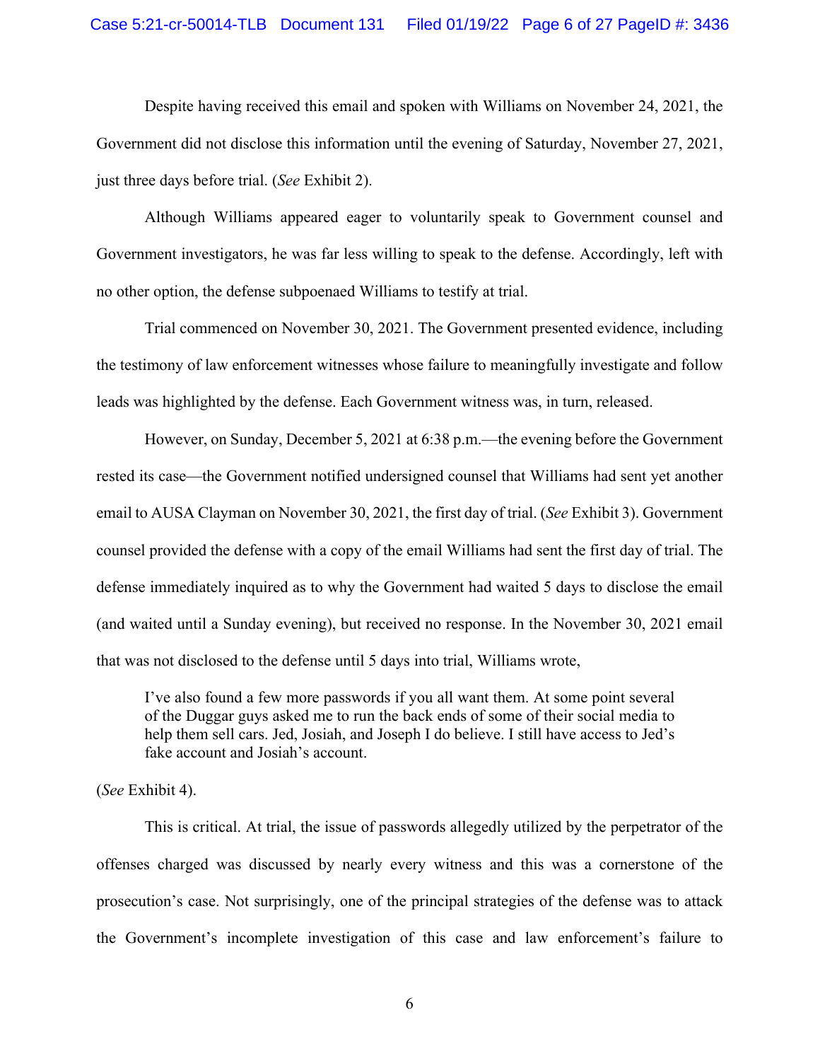Despite having received this email and spoken with Williams on November 24, 2021, the Government did not disclose this information until the evening of Saturday, November 27, 2021, just three days before trial. (*See* Exhibit 2).

Although Williams appeared eager to voluntarily speak to Government counsel and Government investigators, he was far less willing to speak to the defense. Accordingly, left with no other option, the defense subpoenaed Williams to testify at trial.

Trial commenced on November 30, 2021. The Government presented evidence, including the testimony of law enforcement witnesses whose failure to meaningfully investigate and follow leads was highlighted by the defense. Each Government witness was, in turn, released.

However, on Sunday, December 5, 2021 at 6:38 p.m.—the evening before the Government rested its case—the Government notified undersigned counsel that Williams had sent yet another email to AUSA Clayman on November 30, 2021, the first day of trial. (*See* Exhibit 3). Government counsel provided the defense with a copy of the email Williams had sent the first day of trial. The defense immediately inquired as to why the Government had waited 5 days to disclose the email (and waited until a Sunday evening), but received no response. In the November 30, 2021 email that was not disclosed to the defense until 5 days into trial, Williams wrote,

> I've also found a few more passwords if you all want them. At some point several of the Duggar guys asked me to run the back ends of some of their social media to help them sell cars. Jed, Josiah, and Joseph I do believe. I still have access to Jed's fake account and Josiah's account.

(*See* Exhibit 4).

This is critical. At trial, the issue of passwords allegedly utilized by the perpetrator of the offenses charged was discussed by nearly every witness and this was a cornerstone of the prosecution's case. Not surprisingly, one of the principal strategies of the defense was to attack the Government's incomplete investigation of this case and law enforcement's failure to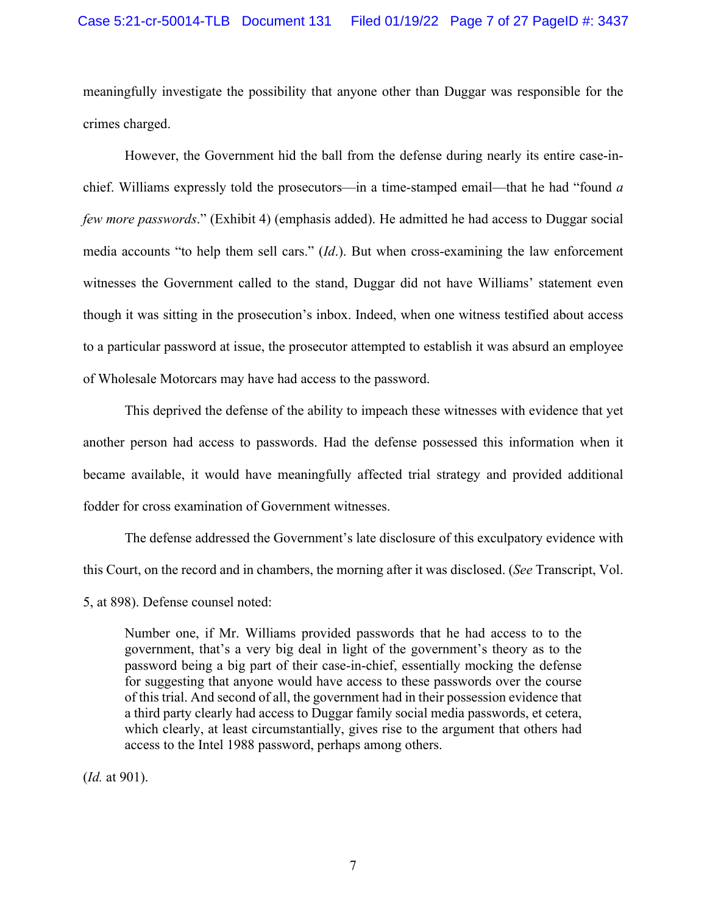meaningfully investigate the possibility that anyone other than Duggar was responsible for the crimes charged.

However, the Government hid the ball from the defense during nearly its entire case-in-chief. Williams expressly told the prosecutors—in a time-stamped email—that he had "found *a few more passwords*." (Exhibit 4) (emphasis added). He admitted he had access to Duggar social media accounts "to help them sell cars." (*Id.*). But when cross-examining the law enforcement witnesses the Government called to the stand, Duggar did not have Williams' statement even though it was sitting in the prosecution's inbox. Indeed, when one witness testified about access to a particular password at issue, the prosecutor attempted to establish it was absurd an employee of Wholesale Motorcars may have had access to the password.

This deprived the defense of the ability to impeach these witnesses with evidence that yet another person had access to passwords. Had the defense possessed this information when it became available, it would have meaningfully affected trial strategy and provided additional fodder for cross examination of Government witnesses.

The defense addressed the Government's late disclosure of this exculpatory evidence with this Court, on the record and in chambers, the morning after it was disclosed. (*See* Transcript, Vol. 5, at 898). Defense counsel noted:

> Number one, if Mr. Williams provided passwords that he had access to to the government, that's a very big deal in light of the government's theory as to the password being a big part of their case-in-chief, essentially mocking the defense for suggesting that anyone would have access to these passwords over the course of this trial. And second of all, the government had in their possession evidence that a third party clearly had access to Duggar family social media passwords, et cetera, which clearly, at least circumstantially, gives rise to the argument that others had access to the Intel 1988 password, perhaps among others.

(*Id.* at 901).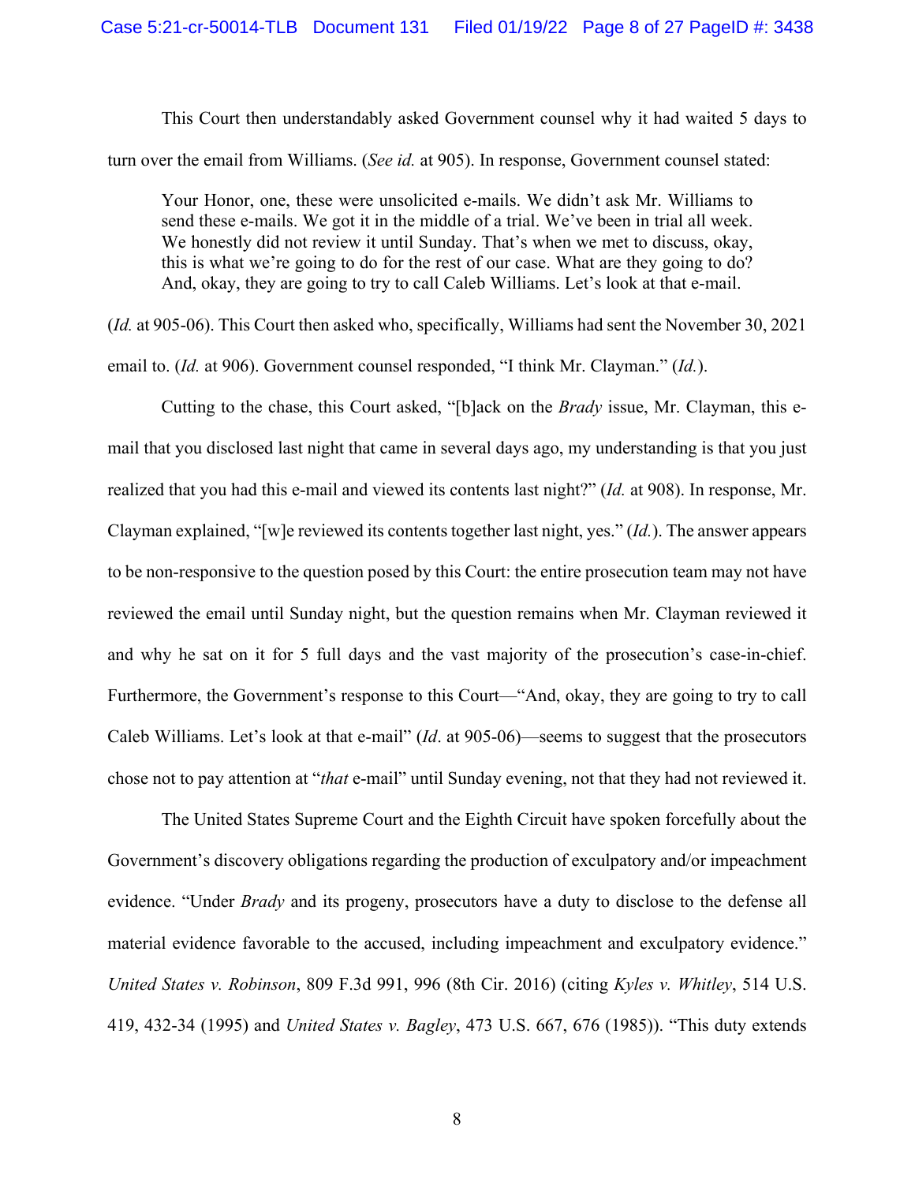This Court then understandably asked Government counsel why it had waited 5 days to turn over the email from Williams. (*See id.* at 905). In response, Government counsel stated:

> Your Honor, one, these were unsolicited e-mails. We didn't ask Mr. Williams to send these e-mails. We got it in the middle of a trial. We've been in trial all week. We honestly did not review it until Sunday. That's when we met to discuss, okay, this is what we're going to do for the rest of our case. What are they going to do? And, okay, they are going to try to call Caleb Williams. Let's look at that e-mail.

(*Id.* at 905-06). This Court then asked who, specifically, Williams had sent the November 30, 2021 email to. (*Id.* at 906). Government counsel responded, "I think Mr. Clayman." (*Id.*).

Cutting to the chase, this Court asked, "[b]ack on the *Brady* issue, Mr. Clayman, this e-mail that you disclosed last night that came in several days ago, my understanding is that you just realized that you had this e-mail and viewed its contents last night?" (*Id.* at 908). In response, Mr. Clayman explained, "[w]e reviewed its contents together last night, yes." (*Id.*). The answer appears to be non-responsive to the question posed by this Court: the entire prosecution team may not have reviewed the email until Sunday night, but the question remains when Mr. Clayman reviewed it and why he sat on it for 5 full days and the vast majority of the prosecution's case-in-chief. Furthermore, the Government's response to this Court—"And, okay, they are going to try to call Caleb Williams. Let's look at that e-mail" (*Id*. at 905-06)—seems to suggest that the prosecutors chose not to pay attention at "*that* e-mail" until Sunday evening, not that they had not reviewed it.

The United States Supreme Court and the Eighth Circuit have spoken forcefully about the Government's discovery obligations regarding the production of exculpatory and/or impeachment evidence. "Under *Brady* and its progeny, prosecutors have a duty to disclose to the defense all material evidence favorable to the accused, including impeachment and exculpatory evidence." *United States v. Robinson*, 809 F.3d 991, 996 (8th Cir. 2016) (citing *Kyles v. Whitley*, 514 U.S. 419, 432-34 (1995) and *United States v. Bagley*, 473 U.S. 667, 676 (1985)). "This duty extends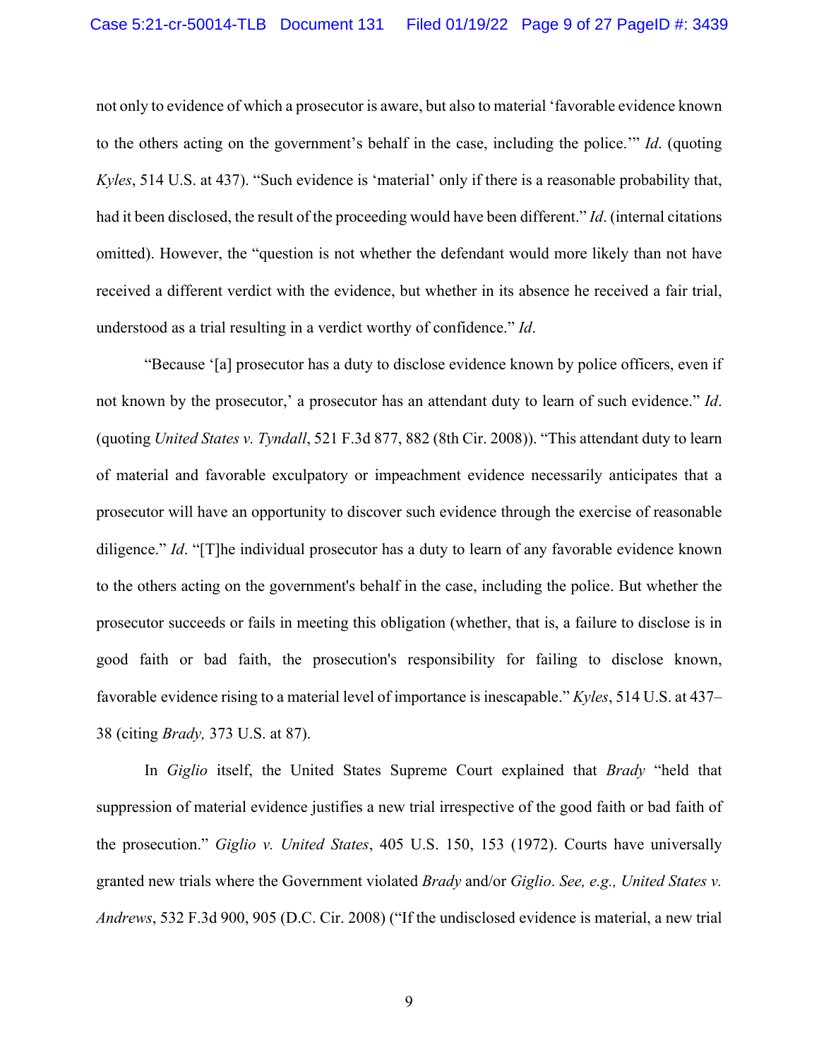not only to evidence of which a prosecutor is aware, but also to material 'favorable evidence known to the others acting on the government's behalf in the case, including the police.'" *Id*. (quoting *Kyles*, 514 U.S. at 437). "Such evidence is 'material' only if there is a reasonable probability that, had it been disclosed, the result of the proceeding would have been different." *Id*. (internal citations omitted). However, the "question is not whether the defendant would more likely than not have received a different verdict with the evidence, but whether in its absence he received a fair trial, understood as a trial resulting in a verdict worthy of confidence." *Id*.

"Because '[a] prosecutor has a duty to disclose evidence known by police officers, even if not known by the prosecutor,' a prosecutor has an attendant duty to learn of such evidence." *Id*. (quoting *United States v. Tyndall*, 521 F.3d 877, 882 (8th Cir. 2008)). "This attendant duty to learn of material and favorable exculpatory or impeachment evidence necessarily anticipates that a prosecutor will have an opportunity to discover such evidence through the exercise of reasonable diligence." *Id*. "[T]he individual prosecutor has a duty to learn of any favorable evidence known to the others acting on the government's behalf in the case, including the police. But whether the prosecutor succeeds or fails in meeting this obligation (whether, that is, a failure to disclose is in good faith or bad faith, the prosecution's responsibility for failing to disclose known, favorable evidence rising to a material level of importance is inescapable." *Kyles*, 514 U.S. at 437–38 (citing *Brady,* 373 U.S. at 87).

In *Giglio* itself, the United States Supreme Court explained that *Brady* "held that suppression of material evidence justifies a new trial irrespective of the good faith or bad faith of the prosecution." *Giglio v. United States*, 405 U.S. 150, 153 (1972). Courts have universally granted new trials where the Government violated *Brady* and/or *Giglio*. *See, e.g., United States v. Andrews*, 532 F.3d 900, 905 (D.C. Cir. 2008) ("If the undisclosed evidence is material, a new trial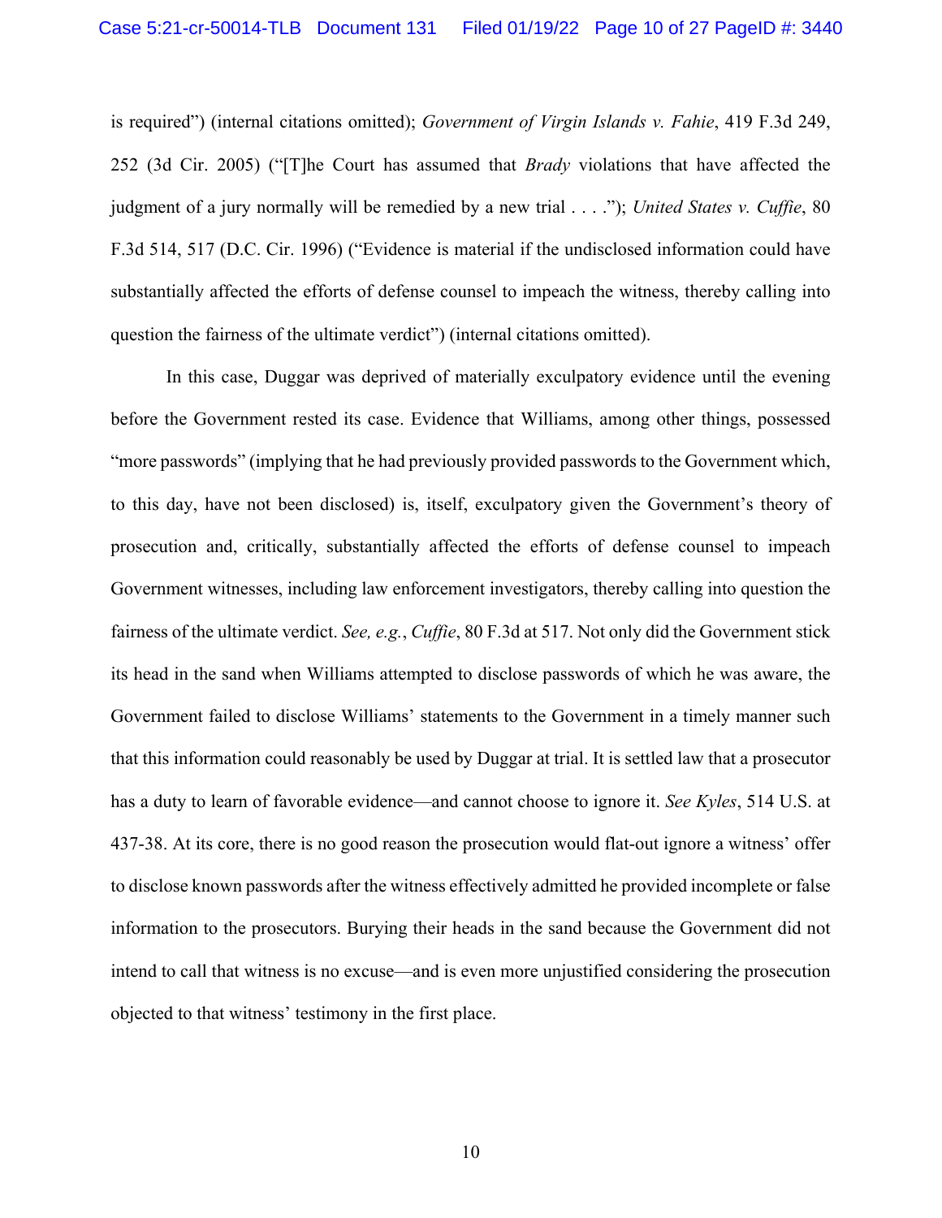is required") (internal citations omitted); *Government of Virgin Islands v. Fahie*, 419 F.3d 249, 252 (3d Cir. 2005) ("[T]he Court has assumed that *Brady* violations that have affected the judgment of a jury normally will be remedied by a new trial . . . ."); *United States v. Cuffie*, 80 F.3d 514, 517 (D.C. Cir. 1996) ("Evidence is material if the undisclosed information could have substantially affected the efforts of defense counsel to impeach the witness, thereby calling into question the fairness of the ultimate verdict") (internal citations omitted).

In this case, Duggar was deprived of materially exculpatory evidence until the evening before the Government rested its case. Evidence that Williams, among other things, possessed "more passwords" (implying that he had previously provided passwords to the Government which, to this day, have not been disclosed) is, itself, exculpatory given the Government's theory of prosecution and, critically, substantially affected the efforts of defense counsel to impeach Government witnesses, including law enforcement investigators, thereby calling into question the fairness of the ultimate verdict. *See, e.g.*, *Cuffie*, 80 F.3d at 517. Not only did the Government stick its head in the sand when Williams attempted to disclose passwords of which he was aware, the Government failed to disclose Williams' statements to the Government in a timely manner such that this information could reasonably be used by Duggar at trial. It is settled law that a prosecutor has a duty to learn of favorable evidence—and cannot choose to ignore it. *See Kyles*, 514 U.S. at 437-38. At its core, there is no good reason the prosecution would flat-out ignore a witness' offer to disclose known passwords after the witness effectively admitted he provided incomplete or false information to the prosecutors. Burying their heads in the sand because the Government did not intend to call that witness is no excuse—and is even more unjustified considering the prosecution objected to that witness' testimony in the first place.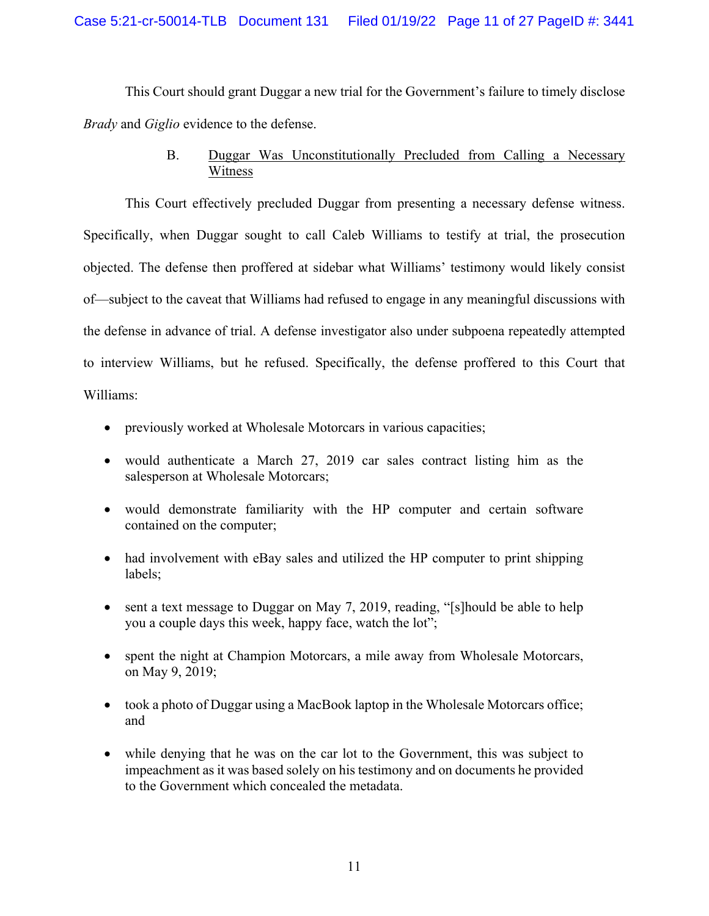This Court should grant Duggar a new trial for the Government's failure to timely disclose *Brady* and *Giglio* evidence to the defense.

### B. Duggar Was Unconstitutionally Precluded from Calling a Necessary Witness

This Court effectively precluded Duggar from presenting a necessary defense witness. Specifically, when Duggar sought to call Caleb Williams to testify at trial, the prosecution objected. The defense then proffered at sidebar what Williams' testimony would likely consist of—subject to the caveat that Williams had refused to engage in any meaningful discussions with the defense in advance of trial. A defense investigator also under subpoena repeatedly attempted to interview Williams, but he refused. Specifically, the defense proffered to this Court that Williams:

- previously worked at Wholesale Motorcars in various capacities;
- would authenticate a March 27, 2019 car sales contract listing him as the salesperson at Wholesale Motorcars;
- would demonstrate familiarity with the HP computer and certain software contained on the computer;
- had involvement with eBay sales and utilized the HP computer to print shipping labels;
- sent a text message to Duggar on May 7, 2019, reading, "[s]hould be able to help you a couple days this week, happy face, watch the lot";
- spent the night at Champion Motorcars, a mile away from Wholesale Motorcars, on May 9, 2019;
- took a photo of Duggar using a MacBook laptop in the Wholesale Motorcars office; and
- while denying that he was on the car lot to the Government, this was subject to impeachment as it was based solely on his testimony and on documents he provided to the Government which concealed the metadata.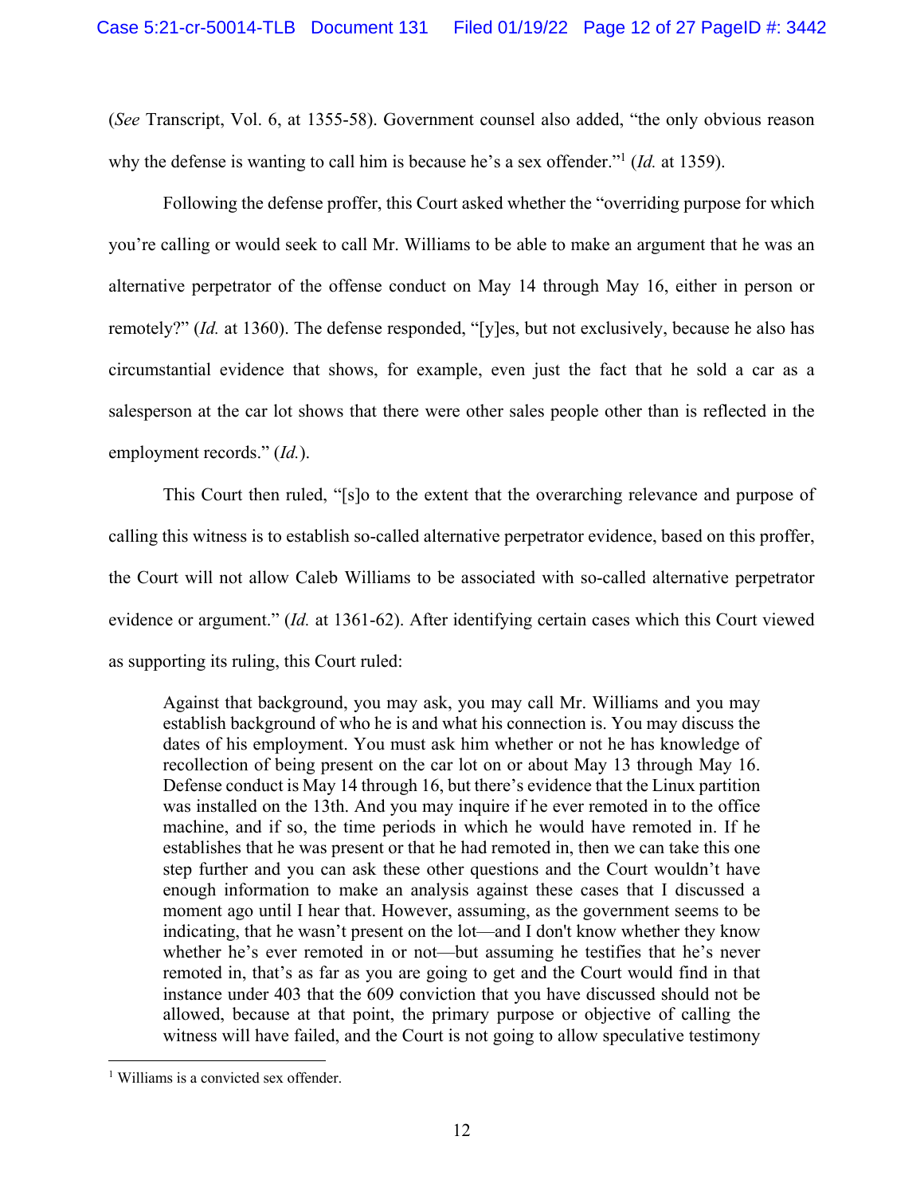(*See* Transcript, Vol. 6, at 1355-58). Government counsel also added, "the only obvious reason why the defense is wanting to call him is because he's a sex offender."[1] (*Id.* at 1359).

Following the defense proffer, this Court asked whether the "overriding purpose for which you're calling or would seek to call Mr. Williams to be able to make an argument that he was an alternative perpetrator of the offense conduct on May 14 through May 16, either in person or remotely?" (*Id.* at 1360). The defense responded, "[y]es, but not exclusively, because he also has circumstantial evidence that shows, for example, even just the fact that he sold a car as a salesperson at the car lot shows that there were other sales people other than is reflected in the employment records." (*Id.*).

This Court then ruled, "[s]o to the extent that the overarching relevance and purpose of calling this witness is to establish so-called alternative perpetrator evidence, based on this proffer, the Court will not allow Caleb Williams to be associated with so-called alternative perpetrator evidence or argument." (*Id.* at 1361-62). After identifying certain cases which this Court viewed as supporting its ruling, this Court ruled:

> Against that background, you may ask, you may call Mr. Williams and you may establish background of who he is and what his connection is. You may discuss the dates of his employment. You must ask him whether or not he has knowledge of recollection of being present on the car lot on or about May 13 through May 16. Defense conduct is May 14 through 16, but there's evidence that the Linux partition was installed on the 13th. And you may inquire if he ever remoted in to the office machine, and if so, the time periods in which he would have remoted in. If he establishes that he was present or that he had remoted in, then we can take this one step further and you can ask these other questions and the Court wouldn't have enough information to make an analysis against these cases that I discussed a moment ago until I hear that. However, assuming, as the government seems to be indicating, that he wasn't present on the lot—and I don't know whether they know whether he's ever remoted in or not—but assuming he testifies that he's never remoted in, that's as far as you are going to get and the Court would find in that instance under 403 that the 609 conviction that you have discussed should not be allowed, because at that point, the primary purpose or objective of calling the witness will have failed, and the Court is not going to allow speculative testimony

---

[1] Williams is a convicted sex offender.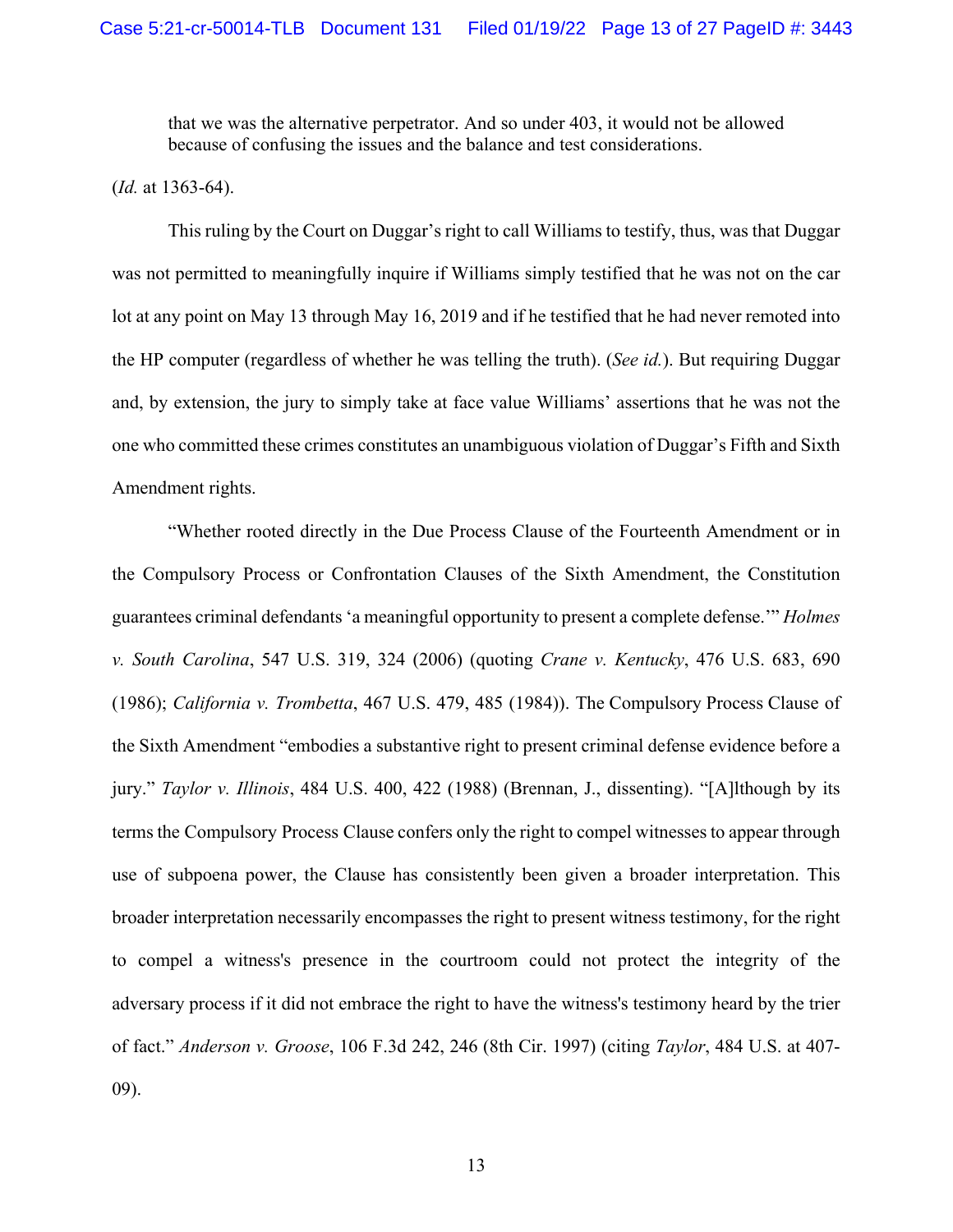> that we was the alternative perpetrator. And so under 403, it would not be allowed because of confusing the issues and the balance and test considerations.

(*Id.* at 1363-64).

This ruling by the Court on Duggar's right to call Williams to testify, thus, was that Duggar was not permitted to meaningfully inquire if Williams simply testified that he was not on the car lot at any point on May 13 through May 16, 2019 and if he testified that he had never remoted into the HP computer (regardless of whether he was telling the truth). (*See id.*). But requiring Duggar and, by extension, the jury to simply take at face value Williams' assertions that he was not the one who committed these crimes constitutes an unambiguous violation of Duggar's Fifth and Sixth Amendment rights.

"Whether rooted directly in the Due Process Clause of the Fourteenth Amendment or in the Compulsory Process or Confrontation Clauses of the Sixth Amendment, the Constitution guarantees criminal defendants 'a meaningful opportunity to present a complete defense.'" *Holmes v. South Carolina*, 547 U.S. 319, 324 (2006) (quoting *Crane v. Kentucky*, 476 U.S. 683, 690 (1986); *California v. Trombetta*, 467 U.S. 479, 485 (1984)). The Compulsory Process Clause of the Sixth Amendment "embodies a substantive right to present criminal defense evidence before a jury." *Taylor v. Illinois*, 484 U.S. 400, 422 (1988) (Brennan, J., dissenting). "[A]lthough by its terms the Compulsory Process Clause confers only the right to compel witnesses to appear through use of subpoena power, the Clause has consistently been given a broader interpretation. This broader interpretation necessarily encompasses the right to present witness testimony, for the right to compel a witness's presence in the courtroom could not protect the integrity of the adversary process if it did not embrace the right to have the witness's testimony heard by the trier of fact." *Anderson v. Groose*, 106 F.3d 242, 246 (8th Cir. 1997) (citing *Taylor*, 484 U.S. at 407-09).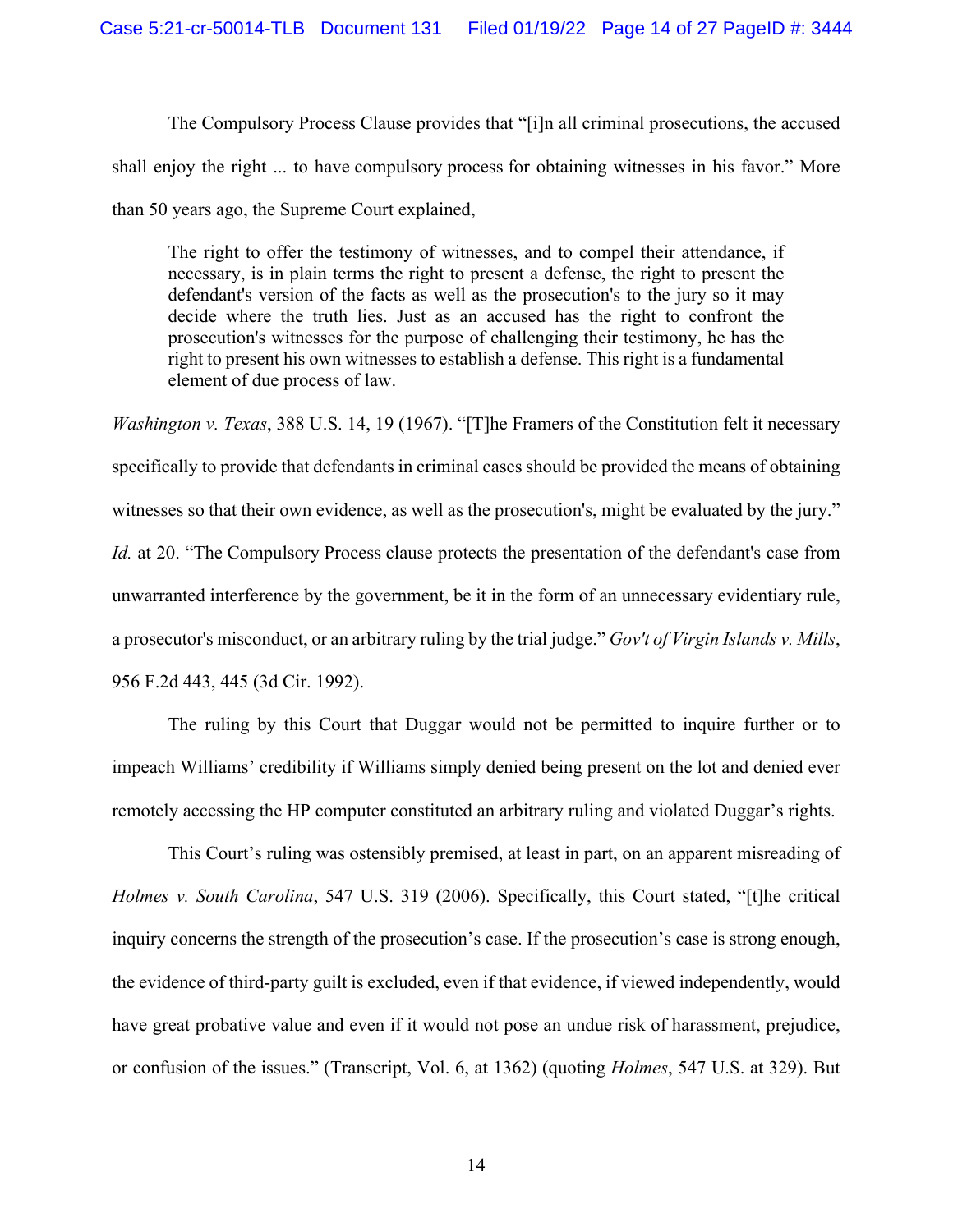The Compulsory Process Clause provides that "[i]n all criminal prosecutions, the accused shall enjoy the right ... to have compulsory process for obtaining witnesses in his favor." More than 50 years ago, the Supreme Court explained,

> The right to offer the testimony of witnesses, and to compel their attendance, if necessary, is in plain terms the right to present a defense, the right to present the defendant's version of the facts as well as the prosecution's to the jury so it may decide where the truth lies. Just as an accused has the right to confront the prosecution's witnesses for the purpose of challenging their testimony, he has the right to present his own witnesses to establish a defense. This right is a fundamental element of due process of law.

*Washington v. Texas*, 388 U.S. 14, 19 (1967). "[T]he Framers of the Constitution felt it necessary specifically to provide that defendants in criminal cases should be provided the means of obtaining witnesses so that their own evidence, as well as the prosecution's, might be evaluated by the jury." *Id.* at 20. "The Compulsory Process clause protects the presentation of the defendant's case from unwarranted interference by the government, be it in the form of an unnecessary evidentiary rule, a prosecutor's misconduct, or an arbitrary ruling by the trial judge." *Gov't of Virgin Islands v. Mills*, 956 F.2d 443, 445 (3d Cir. 1992).

The ruling by this Court that Duggar would not be permitted to inquire further or to impeach Williams' credibility if Williams simply denied being present on the lot and denied ever remotely accessing the HP computer constituted an arbitrary ruling and violated Duggar's rights.

This Court's ruling was ostensibly premised, at least in part, on an apparent misreading of *Holmes v. South Carolina*, 547 U.S. 319 (2006). Specifically, this Court stated, "[t]he critical inquiry concerns the strength of the prosecution's case. If the prosecution's case is strong enough, the evidence of third-party guilt is excluded, even if that evidence, if viewed independently, would have great probative value and even if it would not pose an undue risk of harassment, prejudice, or confusion of the issues." (Transcript, Vol. 6, at 1362) (quoting *Holmes*, 547 U.S. at 329). But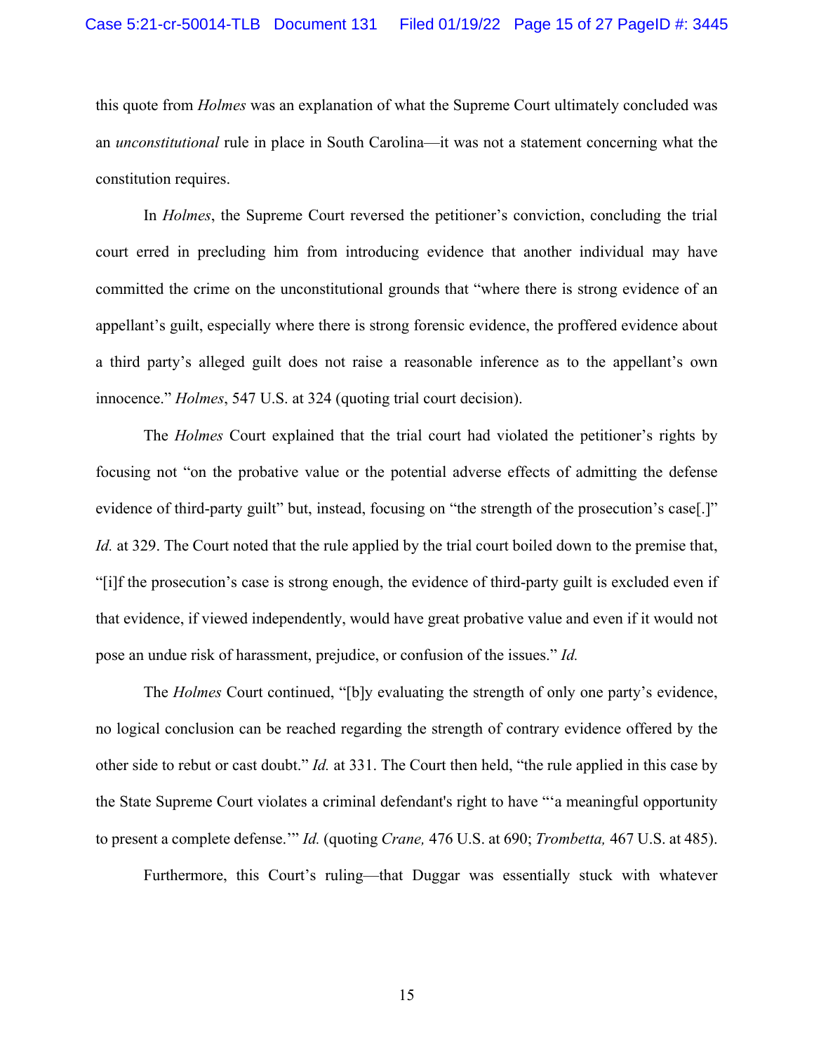this quote from *Holmes* was an explanation of what the Supreme Court ultimately concluded was an *unconstitutional* rule in place in South Carolina—it was not a statement concerning what the constitution requires.

In *Holmes*, the Supreme Court reversed the petitioner's conviction, concluding the trial court erred in precluding him from introducing evidence that another individual may have committed the crime on the unconstitutional grounds that "where there is strong evidence of an appellant's guilt, especially where there is strong forensic evidence, the proffered evidence about a third party's alleged guilt does not raise a reasonable inference as to the appellant's own innocence." *Holmes*, 547 U.S. at 324 (quoting trial court decision).

The *Holmes* Court explained that the trial court had violated the petitioner's rights by focusing not "on the probative value or the potential adverse effects of admitting the defense evidence of third-party guilt" but, instead, focusing on "the strength of the prosecution's case[.]" *Id.* at 329. The Court noted that the rule applied by the trial court boiled down to the premise that, "[i]f the prosecution's case is strong enough, the evidence of third-party guilt is excluded even if that evidence, if viewed independently, would have great probative value and even if it would not pose an undue risk of harassment, prejudice, or confusion of the issues." *Id.*

The *Holmes* Court continued, "[b]y evaluating the strength of only one party's evidence, no logical conclusion can be reached regarding the strength of contrary evidence offered by the other side to rebut or cast doubt." *Id.* at 331. The Court then held, "the rule applied in this case by the State Supreme Court violates a criminal defendant's right to have "'a meaningful opportunity to present a complete defense.'" *Id.* (quoting *Crane,* 476 U.S. at 690; *Trombetta,* 467 U.S. at 485).

Furthermore, this Court's ruling—that Duggar was essentially stuck with whatever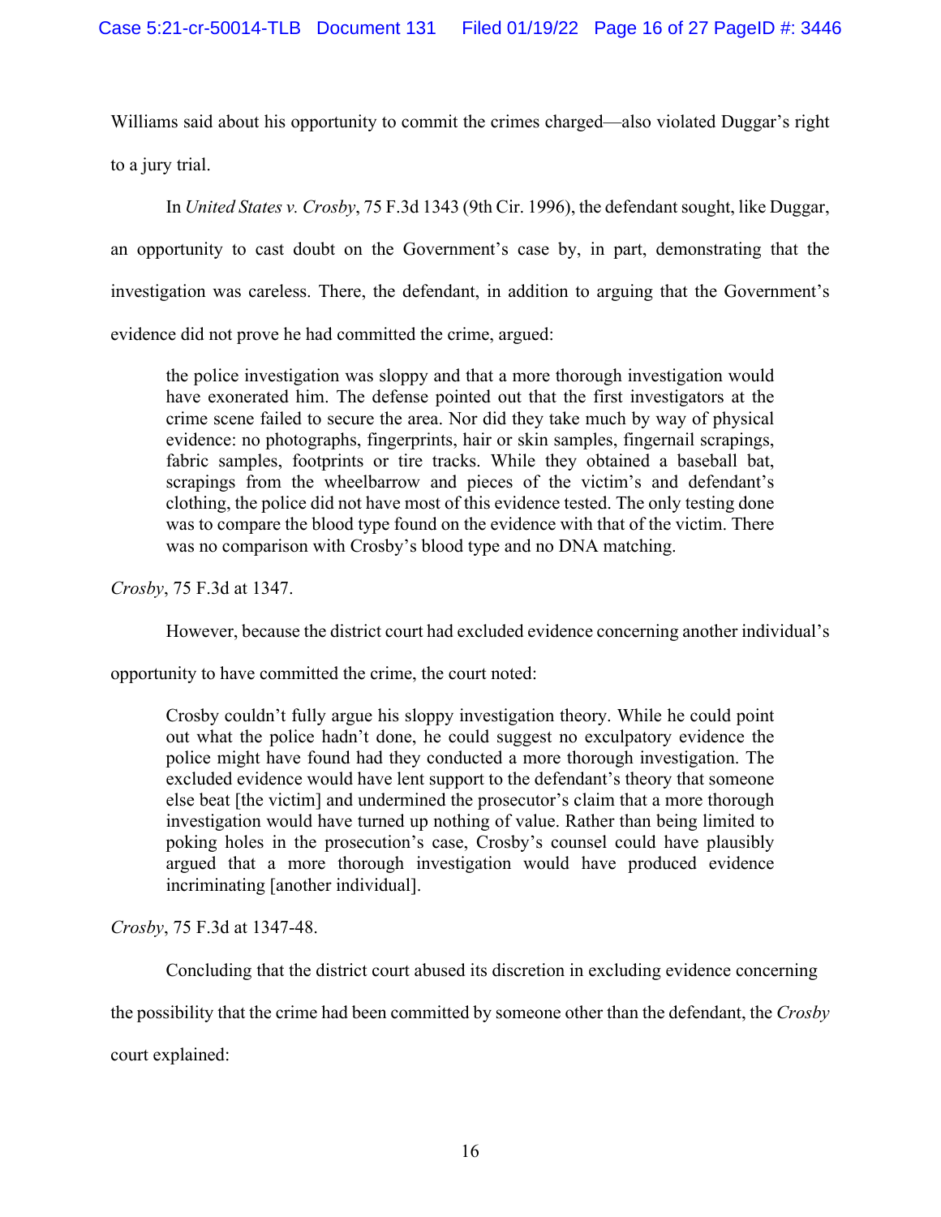Williams said about his opportunity to commit the crimes charged—also violated Duggar's right to a jury trial.

In *United States v. Crosby*, 75 F.3d 1343 (9th Cir. 1996), the defendant sought, like Duggar, an opportunity to cast doubt on the Government's case by, in part, demonstrating that the investigation was careless. There, the defendant, in addition to arguing that the Government's evidence did not prove he had committed the crime, argued:

> the police investigation was sloppy and that a more thorough investigation would have exonerated him. The defense pointed out that the first investigators at the crime scene failed to secure the area. Nor did they take much by way of physical evidence: no photographs, fingerprints, hair or skin samples, fingernail scrapings, fabric samples, footprints or tire tracks. While they obtained a baseball bat, scrapings from the wheelbarrow and pieces of the victim's and defendant's clothing, the police did not have most of this evidence tested. The only testing done was to compare the blood type found on the evidence with that of the victim. There was no comparison with Crosby's blood type and no DNA matching.

*Crosby*, 75 F.3d at 1347.

However, because the district court had excluded evidence concerning another individual's opportunity to have committed the crime, the court noted:

> Crosby couldn't fully argue his sloppy investigation theory. While he could point out what the police hadn't done, he could suggest no exculpatory evidence the police might have found had they conducted a more thorough investigation. The excluded evidence would have lent support to the defendant's theory that someone else beat [the victim] and undermined the prosecutor's claim that a more thorough investigation would have turned up nothing of value. Rather than being limited to poking holes in the prosecution's case, Crosby's counsel could have plausibly argued that a more thorough investigation would have produced evidence incriminating [another individual].

*Crosby*, 75 F.3d at 1347-48.

Concluding that the district court abused its discretion in excluding evidence concerning the possibility that the crime had been committed by someone other than the defendant, the *Crosby* court explained: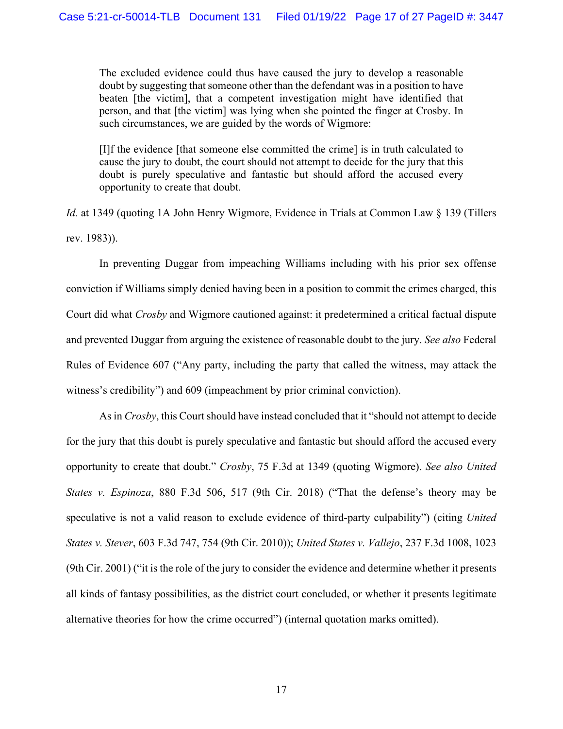> The excluded evidence could thus have caused the jury to develop a reasonable doubt by suggesting that someone other than the defendant was in a position to have beaten [the victim], that a competent investigation might have identified that person, and that [the victim] was lying when she pointed the finger at Crosby. In such circumstances, we are guided by the words of Wigmore:
>
> [I]f the evidence [that someone else committed the crime] is in truth calculated to cause the jury to doubt, the court should not attempt to decide for the jury that this doubt is purely speculative and fantastic but should afford the accused every opportunity to create that doubt.

*Id.* at 1349 (quoting 1A John Henry Wigmore, Evidence in Trials at Common Law § 139 (Tillers rev. 1983)).

In preventing Duggar from impeaching Williams including with his prior sex offense conviction if Williams simply denied having been in a position to commit the crimes charged, this Court did what *Crosby* and Wigmore cautioned against: it predetermined a critical factual dispute and prevented Duggar from arguing the existence of reasonable doubt to the jury. *See also* Federal Rules of Evidence 607 ("Any party, including the party that called the witness, may attack the witness's credibility") and 609 (impeachment by prior criminal conviction).

As in *Crosby*, this Court should have instead concluded that it "should not attempt to decide for the jury that this doubt is purely speculative and fantastic but should afford the accused every opportunity to create that doubt." *Crosby*, 75 F.3d at 1349 (quoting Wigmore). *See also United States v. Espinoza*, 880 F.3d 506, 517 (9th Cir. 2018) ("That the defense's theory may be speculative is not a valid reason to exclude evidence of third-party culpability") (citing *United States v. Stever*, 603 F.3d 747, 754 (9th Cir. 2010)); *United States v. Vallejo*, 237 F.3d 1008, 1023 (9th Cir. 2001) ("it is the role of the jury to consider the evidence and determine whether it presents all kinds of fantasy possibilities, as the district court concluded, or whether it presents legitimate alternative theories for how the crime occurred") (internal quotation marks omitted).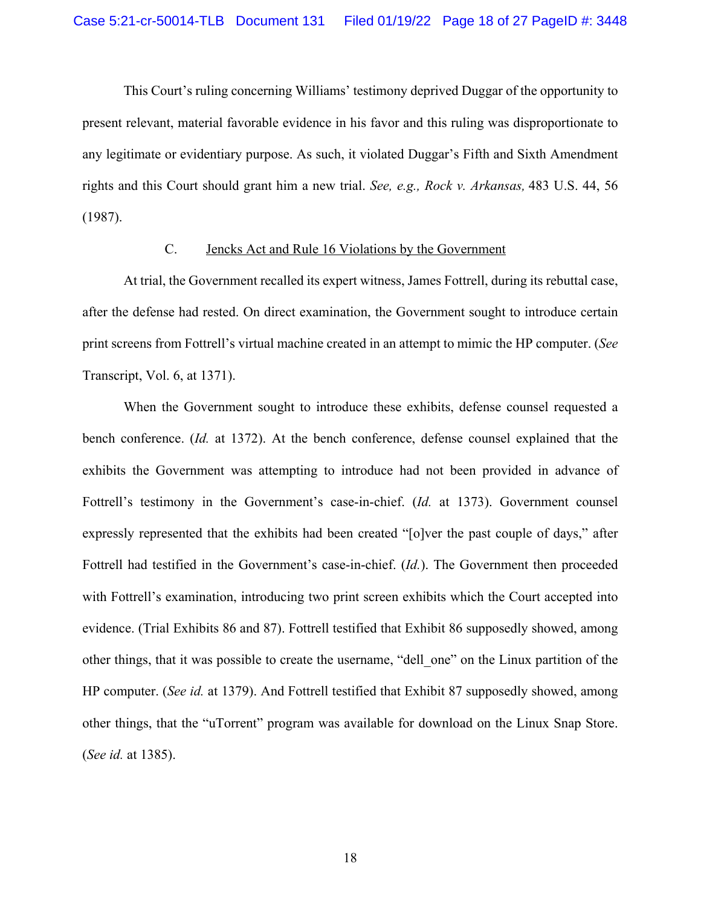This Court's ruling concerning Williams' testimony deprived Duggar of the opportunity to present relevant, material favorable evidence in his favor and this ruling was disproportionate to any legitimate or evidentiary purpose. As such, it violated Duggar's Fifth and Sixth Amendment rights and this Court should grant him a new trial. *See, e.g., Rock v. Arkansas,* 483 U.S. 44, 56 (1987).

### C. Jencks Act and Rule 16 Violations by the Government

At trial, the Government recalled its expert witness, James Fottrell, during its rebuttal case, after the defense had rested. On direct examination, the Government sought to introduce certain print screens from Fottrell's virtual machine created in an attempt to mimic the HP computer. (*See* Transcript, Vol. 6, at 1371).

When the Government sought to introduce these exhibits, defense counsel requested a bench conference. (*Id.* at 1372). At the bench conference, defense counsel explained that the exhibits the Government was attempting to introduce had not been provided in advance of Fottrell's testimony in the Government's case-in-chief. (*Id.* at 1373). Government counsel expressly represented that the exhibits had been created "[o]ver the past couple of days," after Fottrell had testified in the Government's case-in-chief. (*Id.*). The Government then proceeded with Fottrell's examination, introducing two print screen exhibits which the Court accepted into evidence. (Trial Exhibits 86 and 87). Fottrell testified that Exhibit 86 supposedly showed, among other things, that it was possible to create the username, "dell_one" on the Linux partition of the HP computer. (*See id.* at 1379). And Fottrell testified that Exhibit 87 supposedly showed, among other things, that the "uTorrent" program was available for download on the Linux Snap Store. (*See id.* at 1385).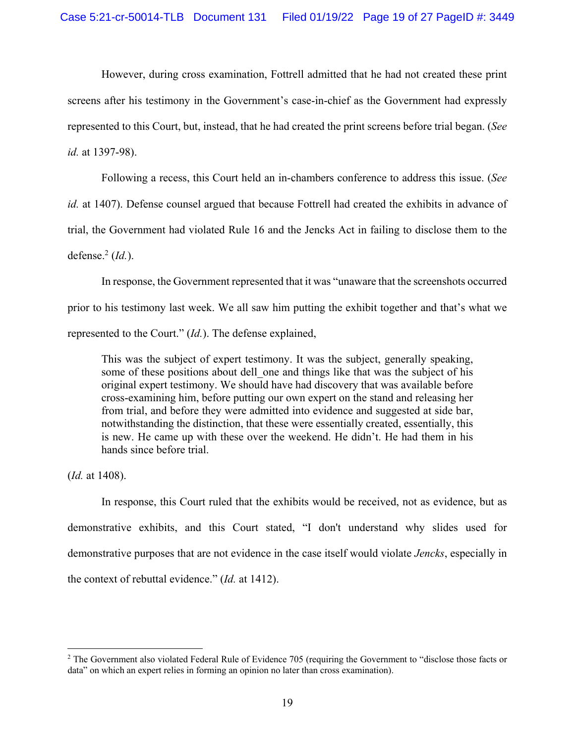However, during cross examination, Fottrell admitted that he had not created these print screens after his testimony in the Government's case-in-chief as the Government had expressly represented to this Court, but, instead, that he had created the print screens before trial began. (*See id.* at 1397-98).

Following a recess, this Court held an in-chambers conference to address this issue. (*See id.* at 1407). Defense counsel argued that because Fottrell had created the exhibits in advance of trial, the Government had violated Rule 16 and the Jencks Act in failing to disclose them to the defense.[2] (*Id.*).

In response, the Government represented that it was "unaware that the screenshots occurred prior to his testimony last week. We all saw him putting the exhibit together and that's what we represented to the Court." (*Id.*). The defense explained,

> This was the subject of expert testimony. It was the subject, generally speaking, some of these positions about dell_one and things like that was the subject of his original expert testimony. We should have had discovery that was available before cross-examining him, before putting our own expert on the stand and releasing her from trial, and before they were admitted into evidence and suggested at side bar, notwithstanding the distinction, that these were essentially created, essentially, this is new. He came up with these over the weekend. He didn't. He had them in his hands since before trial.

(*Id.* at 1408).

In response, this Court ruled that the exhibits would be received, not as evidence, but as demonstrative exhibits, and this Court stated, "I don't understand why slides used for demonstrative purposes that are not evidence in the case itself would violate *Jencks*, especially in the context of rebuttal evidence." (*Id.* at 1412).

---

[2] The Government also violated Federal Rule of Evidence 705 (requiring the Government to "disclose those facts or data" on which an expert relies in forming an opinion no later than cross examination).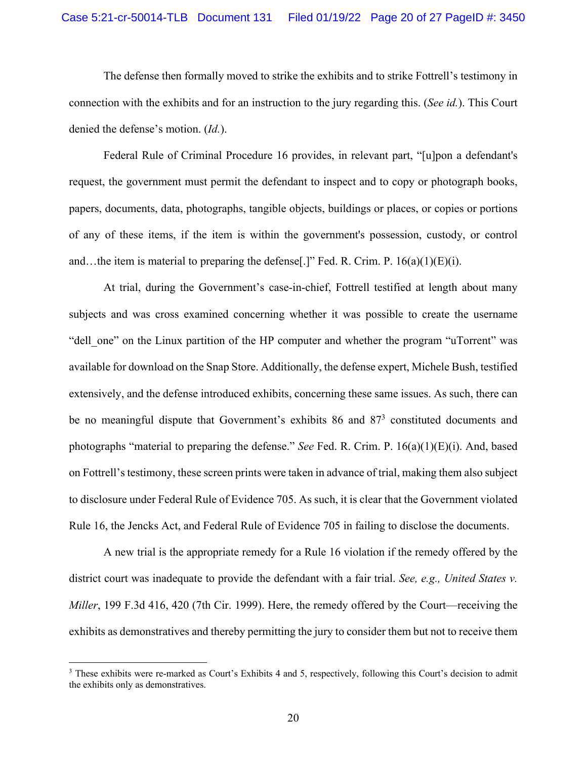The defense then formally moved to strike the exhibits and to strike Fottrell's testimony in connection with the exhibits and for an instruction to the jury regarding this. (*See id.*). This Court denied the defense's motion. (*Id.*).

Federal Rule of Criminal Procedure 16 provides, in relevant part, "[u]pon a defendant's request, the government must permit the defendant to inspect and to copy or photograph books, papers, documents, data, photographs, tangible objects, buildings or places, or copies or portions of any of these items, if the item is within the government's possession, custody, or control and…the item is material to preparing the defense[.]" Fed. R. Crim. P. 16(a)(1)(E)(i).

At trial, during the Government's case-in-chief, Fottrell testified at length about many subjects and was cross examined concerning whether it was possible to create the username "dell_one" on the Linux partition of the HP computer and whether the program "uTorrent" was available for download on the Snap Store. Additionally, the defense expert, Michele Bush, testified extensively, and the defense introduced exhibits, concerning these same issues. As such, there can be no meaningful dispute that Government's exhibits 86 and 87[3] constituted documents and photographs "material to preparing the defense." *See* Fed. R. Crim. P. 16(a)(1)(E)(i). And, based on Fottrell's testimony, these screen prints were taken in advance of trial, making them also subject to disclosure under Federal Rule of Evidence 705. As such, it is clear that the Government violated Rule 16, the Jencks Act, and Federal Rule of Evidence 705 in failing to disclose the documents.

A new trial is the appropriate remedy for a Rule 16 violation if the remedy offered by the district court was inadequate to provide the defendant with a fair trial. *See, e.g., United States v. Miller*, 199 F.3d 416, 420 (7th Cir. 1999). Here, the remedy offered by the Court—receiving the exhibits as demonstratives and thereby permitting the jury to consider them but not to receive them

[3] These exhibits were re-marked as Court's Exhibits 4 and 5, respectively, following this Court's decision to admit the exhibits only as demonstratives.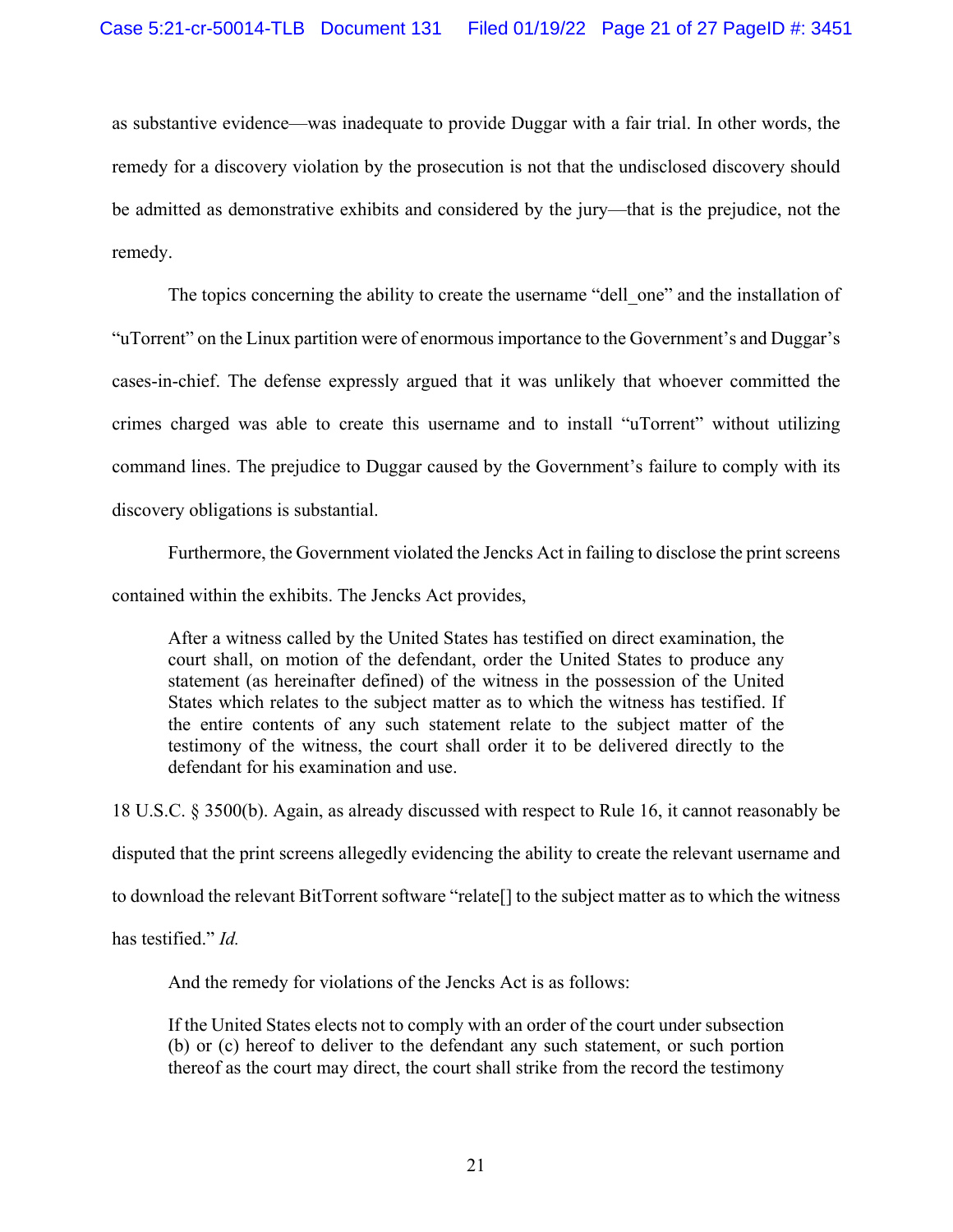as substantive evidence—was inadequate to provide Duggar with a fair trial. In other words, the remedy for a discovery violation by the prosecution is not that the undisclosed discovery should be admitted as demonstrative exhibits and considered by the jury—that is the prejudice, not the remedy.

The topics concerning the ability to create the username "dell_one" and the installation of "uTorrent" on the Linux partition were of enormous importance to the Government's and Duggar's cases-in-chief. The defense expressly argued that it was unlikely that whoever committed the crimes charged was able to create this username and to install "uTorrent" without utilizing command lines. The prejudice to Duggar caused by the Government's failure to comply with its discovery obligations is substantial.

Furthermore, the Government violated the Jencks Act in failing to disclose the print screens contained within the exhibits. The Jencks Act provides,

> After a witness called by the United States has testified on direct examination, the court shall, on motion of the defendant, order the United States to produce any statement (as hereinafter defined) of the witness in the possession of the United States which relates to the subject matter as to which the witness has testified. If the entire contents of any such statement relate to the subject matter of the testimony of the witness, the court shall order it to be delivered directly to the defendant for his examination and use.

18 U.S.C. § 3500(b). Again, as already discussed with respect to Rule 16, it cannot reasonably be disputed that the print screens allegedly evidencing the ability to create the relevant username and to download the relevant BitTorrent software "relate[] to the subject matter as to which the witness has testified." *Id.*

And the remedy for violations of the Jencks Act is as follows:

> If the United States elects not to comply with an order of the court under subsection (b) or (c) hereof to deliver to the defendant any such statement, or such portion thereof as the court may direct, the court shall strike from the record the testimony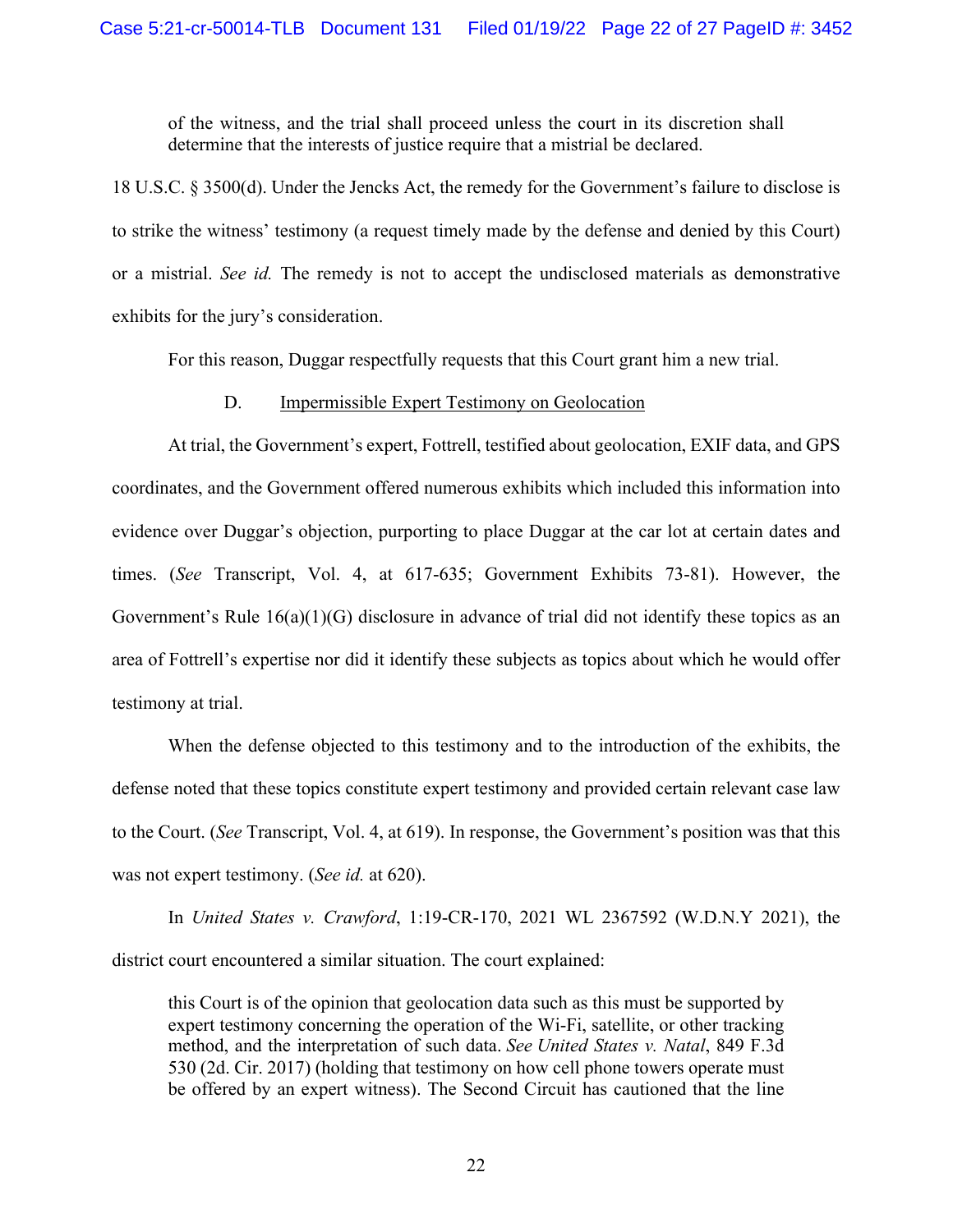> of the witness, and the trial shall proceed unless the court in its discretion shall determine that the interests of justice require that a mistrial be declared.

18 U.S.C. § 3500(d). Under the Jencks Act, the remedy for the Government's failure to disclose is to strike the witness' testimony (a request timely made by the defense and denied by this Court) or a mistrial. *See id.* The remedy is not to accept the undisclosed materials as demonstrative exhibits for the jury's consideration.

For this reason, Duggar respectfully requests that this Court grant him a new trial.

D. Impermissible Expert Testimony on Geolocation

At trial, the Government's expert, Fottrell, testified about geolocation, EXIF data, and GPS coordinates, and the Government offered numerous exhibits which included this information into evidence over Duggar's objection, purporting to place Duggar at the car lot at certain dates and times. (*See* Transcript, Vol. 4, at 617-635; Government Exhibits 73-81). However, the Government's Rule 16(a)(1)(G) disclosure in advance of trial did not identify these topics as an area of Fottrell's expertise nor did it identify these subjects as topics about which he would offer testimony at trial.

When the defense objected to this testimony and to the introduction of the exhibits, the defense noted that these topics constitute expert testimony and provided certain relevant case law to the Court. (*See* Transcript, Vol. 4, at 619). In response, the Government's position was that this was not expert testimony. (*See id.* at 620).

In *United States v. Crawford*, 1:19-CR-170, 2021 WL 2367592 (W.D.N.Y 2021), the district court encountered a similar situation. The court explained:

> this Court is of the opinion that geolocation data such as this must be supported by expert testimony concerning the operation of the Wi-Fi, satellite, or other tracking method, and the interpretation of such data. *See United States v. Natal*, 849 F.3d 530 (2d. Cir. 2017) (holding that testimony on how cell phone towers operate must be offered by an expert witness). The Second Circuit has cautioned that the line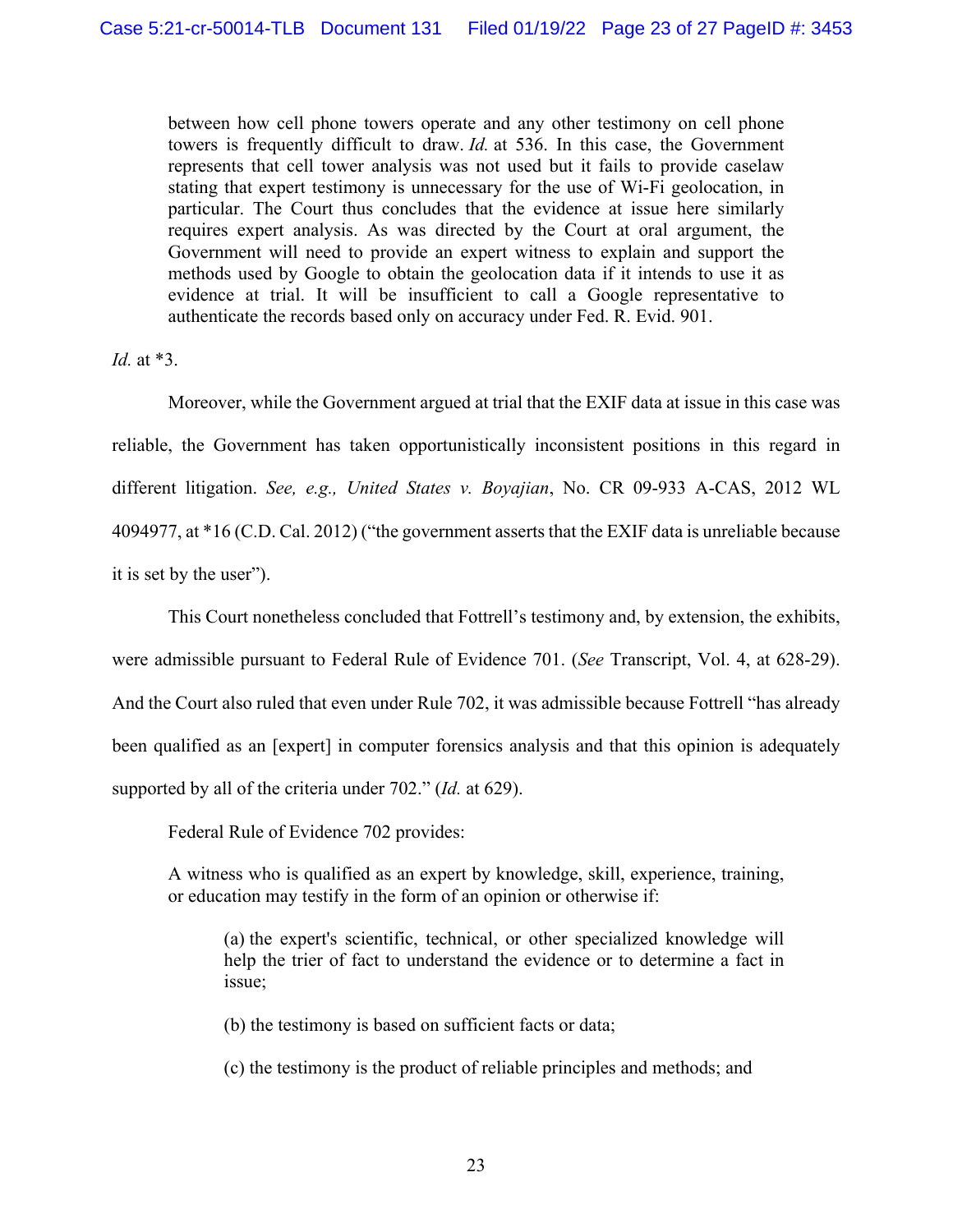> between how cell phone towers operate and any other testimony on cell phone towers is frequently difficult to draw. *Id.* at 536. In this case, the Government represents that cell tower analysis was not used but it fails to provide caselaw stating that expert testimony is unnecessary for the use of Wi-Fi geolocation, in particular. The Court thus concludes that the evidence at issue here similarly requires expert analysis. As was directed by the Court at oral argument, the Government will need to provide an expert witness to explain and support the methods used by Google to obtain the geolocation data if it intends to use it as evidence at trial. It will be insufficient to call a Google representative to authenticate the records based only on accuracy under Fed. R. Evid. 901.

*Id.* at *3.

Moreover, while the Government argued at trial that the EXIF data at issue in this case was reliable, the Government has taken opportunistically inconsistent positions in this regard in different litigation. *See, e.g., United States v. Boyajian*, No. CR 09-933 A-CAS, 2012 WL 4094977, at *16 (C.D. Cal. 2012) ("the government asserts that the EXIF data is unreliable because it is set by the user").

This Court nonetheless concluded that Fottrell's testimony and, by extension, the exhibits, were admissible pursuant to Federal Rule of Evidence 701. (*See* Transcript, Vol. 4, at 628-29). And the Court also ruled that even under Rule 702, it was admissible because Fottrell "has already been qualified as an [expert] in computer forensics analysis and that this opinion is adequately supported by all of the criteria under 702." (*Id.* at 629).

Federal Rule of Evidence 702 provides:

> A witness who is qualified as an expert by knowledge, skill, experience, training, or education may testify in the form of an opinion or otherwise if:
>
> > (a) the expert's scientific, technical, or other specialized knowledge will help the trier of fact to understand the evidence or to determine a fact in issue;
> >
> > (b) the testimony is based on sufficient facts or data;
> >
> > (c) the testimony is the product of reliable principles and methods; and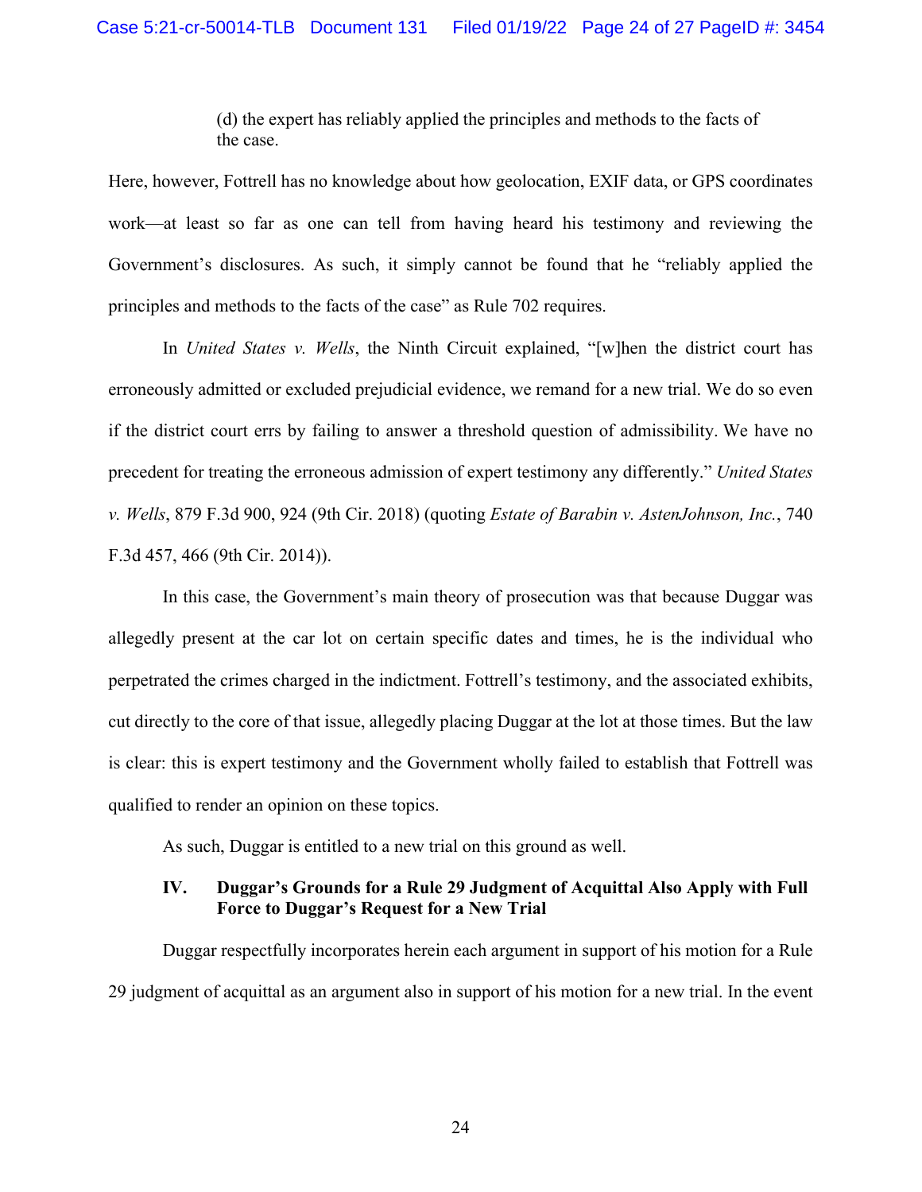> (d) the expert has reliably applied the principles and methods to the facts of the case.

Here, however, Fottrell has no knowledge about how geolocation, EXIF data, or GPS coordinates work—at least so far as one can tell from having heard his testimony and reviewing the Government's disclosures. As such, it simply cannot be found that he "reliably applied the principles and methods to the facts of the case" as Rule 702 requires.

In *United States v. Wells*, the Ninth Circuit explained, "[w]hen the district court has erroneously admitted or excluded prejudicial evidence, we remand for a new trial. We do so even if the district court errs by failing to answer a threshold question of admissibility. We have no precedent for treating the erroneous admission of expert testimony any differently." *United States v. Wells*, 879 F.3d 900, 924 (9th Cir. 2018) (quoting *Estate of Barabin v. AstenJohnson, Inc.*, 740 F.3d 457, 466 (9th Cir. 2014)).

In this case, the Government's main theory of prosecution was that because Duggar was allegedly present at the car lot on certain specific dates and times, he is the individual who perpetrated the crimes charged in the indictment. Fottrell's testimony, and the associated exhibits, cut directly to the core of that issue, allegedly placing Duggar at the lot at those times. But the law is clear: this is expert testimony and the Government wholly failed to establish that Fottrell was qualified to render an opinion on these topics.

As such, Duggar is entitled to a new trial on this ground as well.

## IV. Duggar's Grounds for a Rule 29 Judgment of Acquittal Also Apply with Full Force to Duggar's Request for a New Trial

Duggar respectfully incorporates herein each argument in support of his motion for a Rule 29 judgment of acquittal as an argument also in support of his motion for a new trial. In the event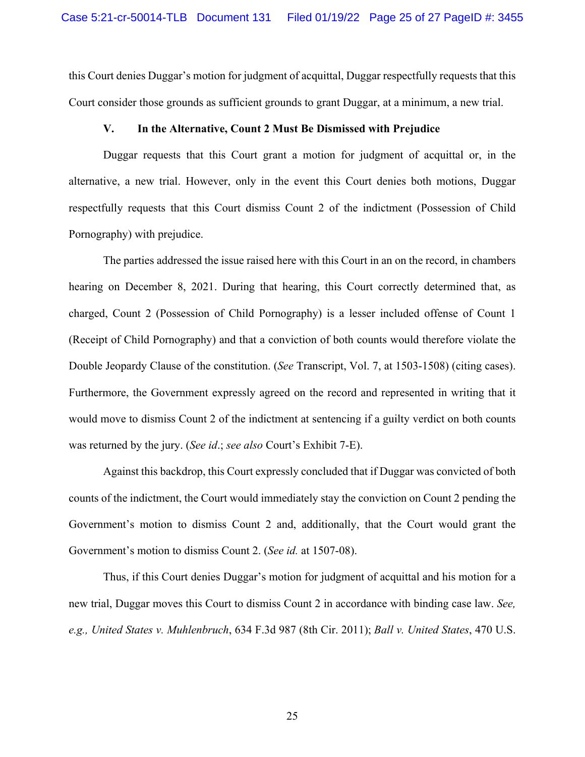this Court denies Duggar's motion for judgment of acquittal, Duggar respectfully requests that this Court consider those grounds as sufficient grounds to grant Duggar, at a minimum, a new trial.

### V. In the Alternative, Count 2 Must Be Dismissed with Prejudice

Duggar requests that this Court grant a motion for judgment of acquittal or, in the alternative, a new trial. However, only in the event this Court denies both motions, Duggar respectfully requests that this Court dismiss Count 2 of the indictment (Possession of Child Pornography) with prejudice.

The parties addressed the issue raised here with this Court in an on the record, in chambers hearing on December 8, 2021. During that hearing, this Court correctly determined that, as charged, Count 2 (Possession of Child Pornography) is a lesser included offense of Count 1 (Receipt of Child Pornography) and that a conviction of both counts would therefore violate the Double Jeopardy Clause of the constitution. (*See* Transcript, Vol. 7, at 1503-1508) (citing cases). Furthermore, the Government expressly agreed on the record and represented in writing that it would move to dismiss Count 2 of the indictment at sentencing if a guilty verdict on both counts was returned by the jury. (*See id*.; *see also* Court's Exhibit 7-E).

Against this backdrop, this Court expressly concluded that if Duggar was convicted of both counts of the indictment, the Court would immediately stay the conviction on Count 2 pending the Government's motion to dismiss Count 2 and, additionally, that the Court would grant the Government's motion to dismiss Count 2. (*See id.* at 1507-08).

Thus, if this Court denies Duggar's motion for judgment of acquittal and his motion for a new trial, Duggar moves this Court to dismiss Count 2 in accordance with binding case law. *See, e.g., United States v. Muhlenbruch*, 634 F.3d 987 (8th Cir. 2011); *Ball v. United States*, 470 U.S.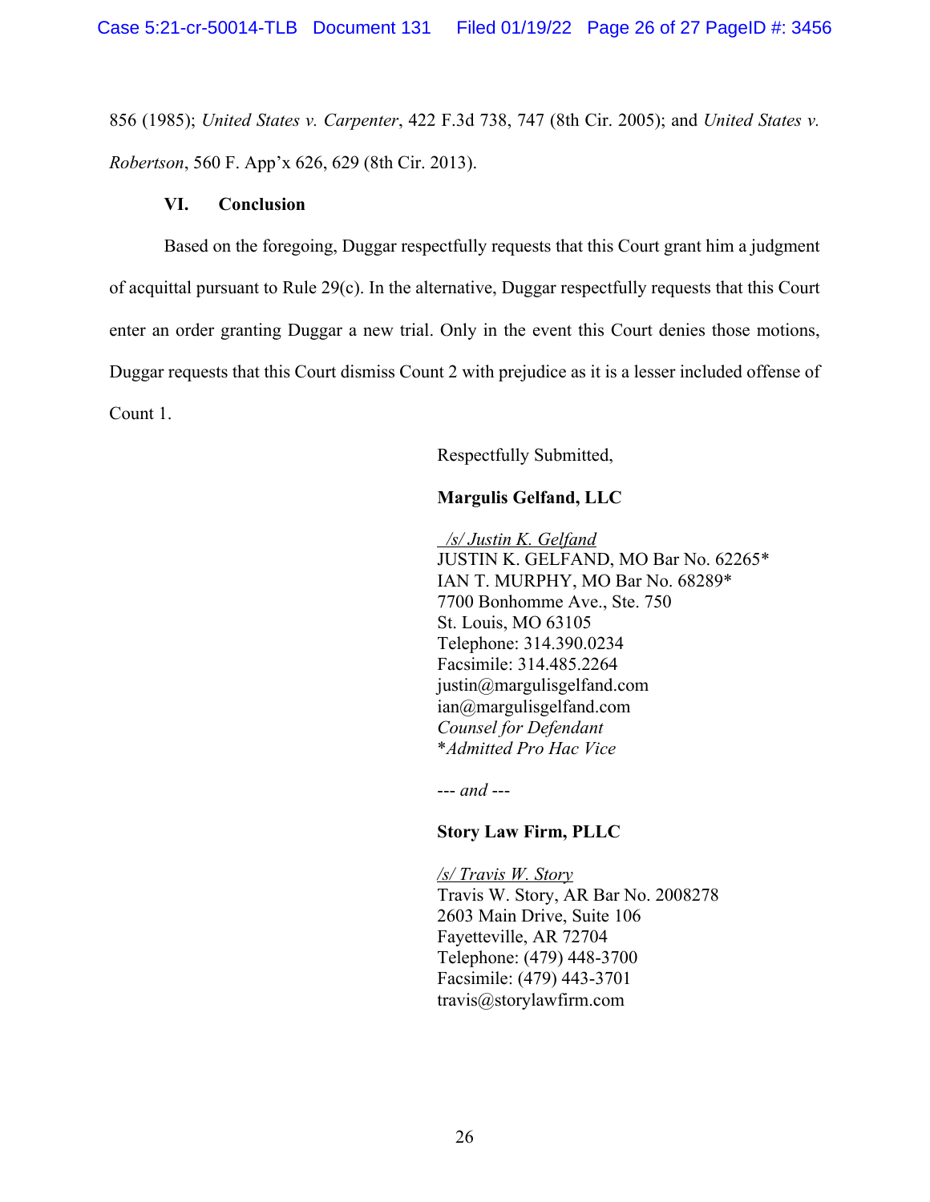856 (1985); *United States v. Carpenter*, 422 F.3d 738, 747 (8th Cir. 2005); and *United States v. Robertson*, 560 F. App'x 626, 629 (8th Cir. 2013).

## VI. Conclusion

Based on the foregoing, Duggar respectfully requests that this Court grant him a judgment of acquittal pursuant to Rule 29(c). In the alternative, Duggar respectfully requests that this Court enter an order granting Duggar a new trial. Only in the event this Court denies those motions, Duggar requests that this Court dismiss Count 2 with prejudice as it is a lesser included offense of Count 1.

Respectfully Submitted,

**Margulis Gelfand, LLC**

*/s/ Justin K. Gelfand*
JUSTIN K. GELFAND, MO Bar No. 62265*
IAN T. MURPHY, MO Bar No. 68289*
7700 Bonhomme Ave., Ste. 750
St. Louis, MO 63105
Telephone: 314.390.0234
Facsimile: 314.485.2264
justin@margulisgelfand.com
ian@margulisgelfand.com
*Counsel for Defendant*
**Admitted Pro Hac Vice*

--- *and* ---

**Story Law Firm, PLLC**

*/s/ Travis W. Story*
Travis W. Story, AR Bar No. 2008278
2603 Main Drive, Suite 106
Fayetteville, AR 72704
Telephone: (479) 448-3700
Facsimile: (479) 443-3701
travis@storylawfirm.com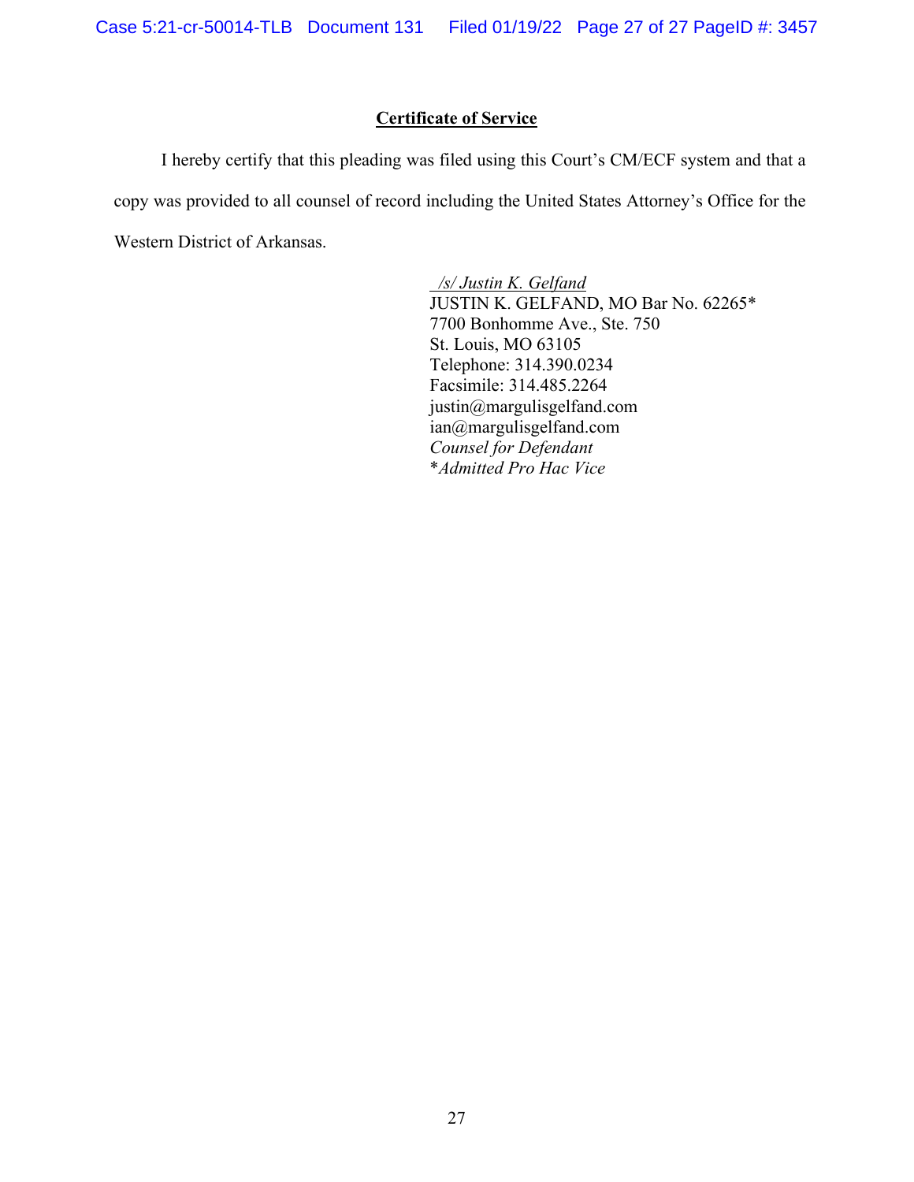## Certificate of Service

I hereby certify that this pleading was filed using this Court's CM/ECF system and that a copy was provided to all counsel of record including the United States Attorney's Office for the Western District of Arkansas.

*/s/ Justin K. Gelfand*
JUSTIN K. GELFAND, MO Bar No. 62265*
7700 Bonhomme Ave., Ste. 750
St. Louis, MO 63105
Telephone: 314.390.0234
Facsimile: 314.485.2264
justin@margulisgelfand.com
ian@margulisgelfand.com
*Counsel for Defendant*
**Admitted Pro Hac Vice*